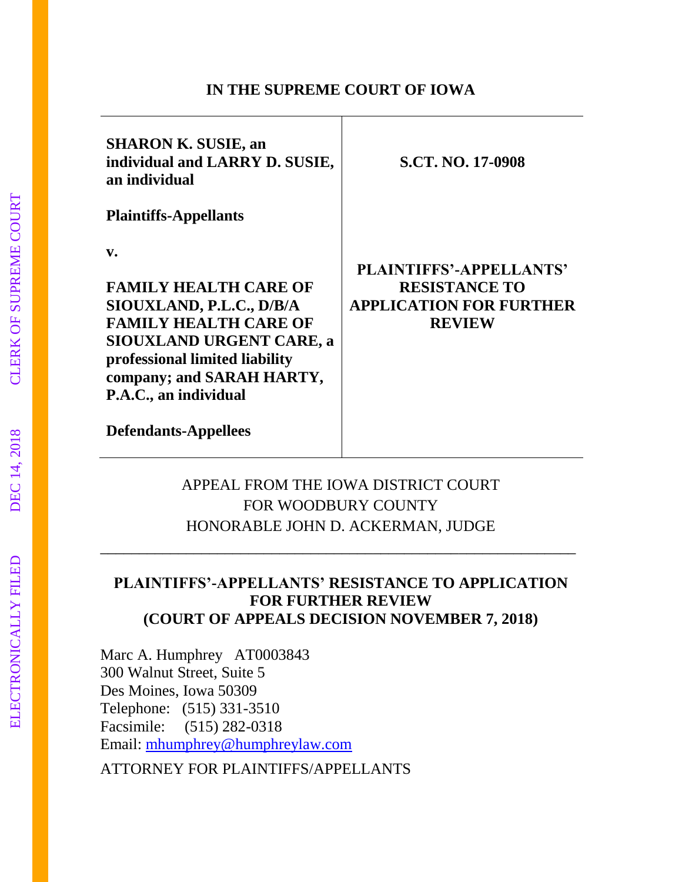**IN THE SUPREME COURT OF IOWA**

| | |
|---|---|
| **SHARON K. SUSIE, an individual and LARRY D. SUSIE, an individual**<br><br>**Plaintiffs-Appellants**<br><br>**v.**<br><br>**FAMILY HEALTH CARE OF SIOUXLAND, P.L.C., D/B/A FAMILY HEALTH CARE OF SIOUXLAND URGENT CARE, a professional limited liability company; and SARAH HARTY, P.A.C., an individual**<br><br>**Defendants-Appellees** | **S.CT. NO. 17-0908**<br><br>**PLAINTIFFS'-APPELLANTS' RESISTANCE TO APPLICATION FOR FURTHER REVIEW** |

APPEAL FROM THE IOWA DISTRICT COURT
FOR WOODBURY COUNTY
HONORABLE JOHN D. ACKERMAN, JUDGE

---

**PLAINTIFFS'-APPELLANTS' RESISTANCE TO APPLICATION FOR FURTHER REVIEW**
**(COURT OF APPEALS DECISION NOVEMBER 7, 2018)**

Marc A. Humphrey AT0003843
300 Walnut Street, Suite 5
Des Moines, Iowa 50309
Telephone: (515) 331-3510
Facsimile: (515) 282-0318
Email: mhumphrey@humphreylaw.com

ATTORNEY FOR PLAINTIFFS/APPELLANTS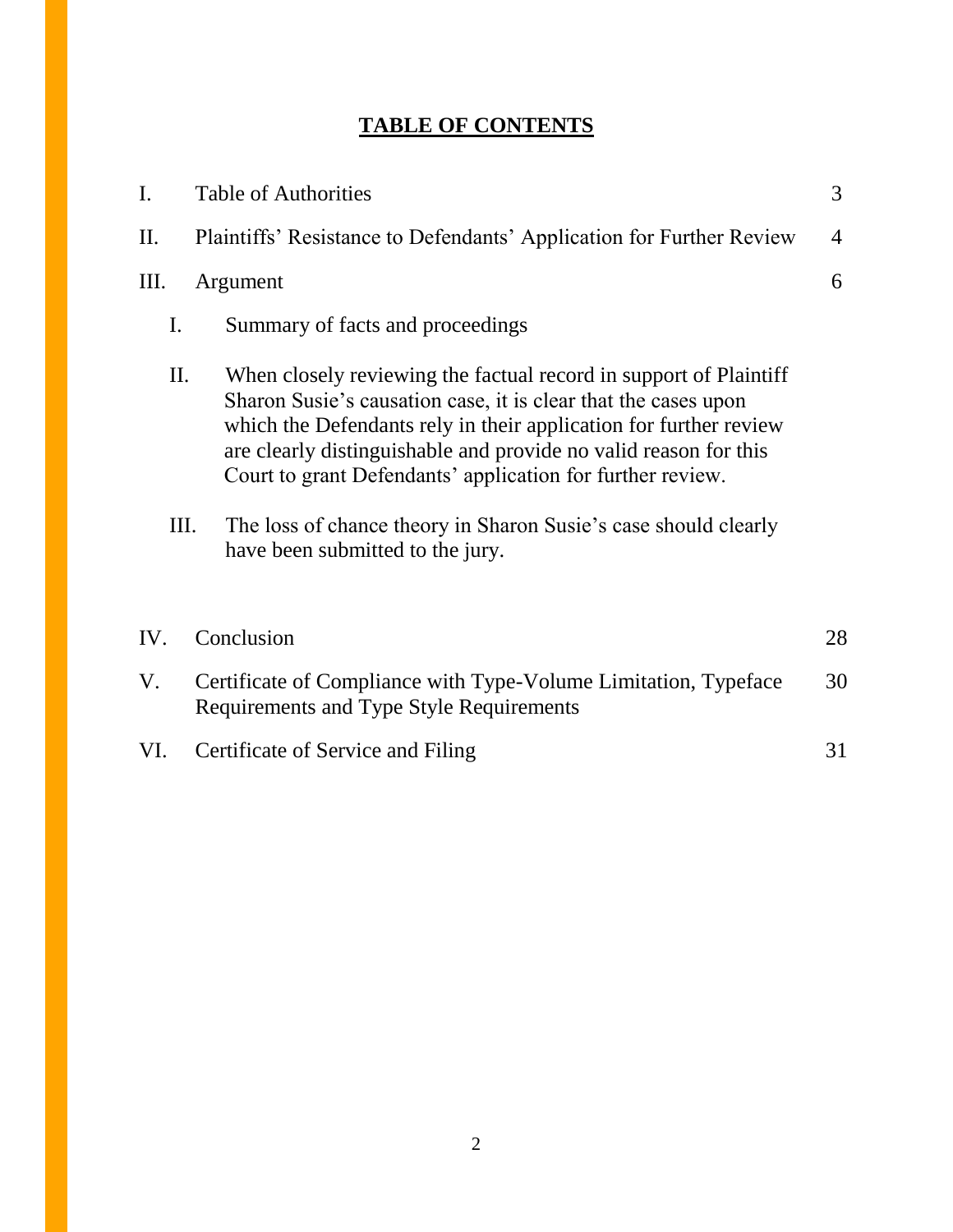# TABLE OF CONTENTS

| | | |
|---|---|---|
| I. | Table of Authorities | 3 |
| II. | Plaintiffs' Resistance to Defendants' Application for Further Review | 4 |
| III. | Argument | 6 |
| | I. Summary of facts and proceedings | |
| | II. When closely reviewing the factual record in support of Plaintiff Sharon Susie's causation case, it is clear that the cases upon which the Defendants rely in their application for further review are clearly distinguishable and provide no valid reason for this Court to grant Defendants' application for further review. | |
| | III. The loss of chance theory in Sharon Susie's case should clearly have been submitted to the jury. | |
| IV. | Conclusion | 28 |
| V. | Certificate of Compliance with Type-Volume Limitation, Typeface Requirements and Type Style Requirements | 30 |
| VI. | Certificate of Service and Filing | 31 |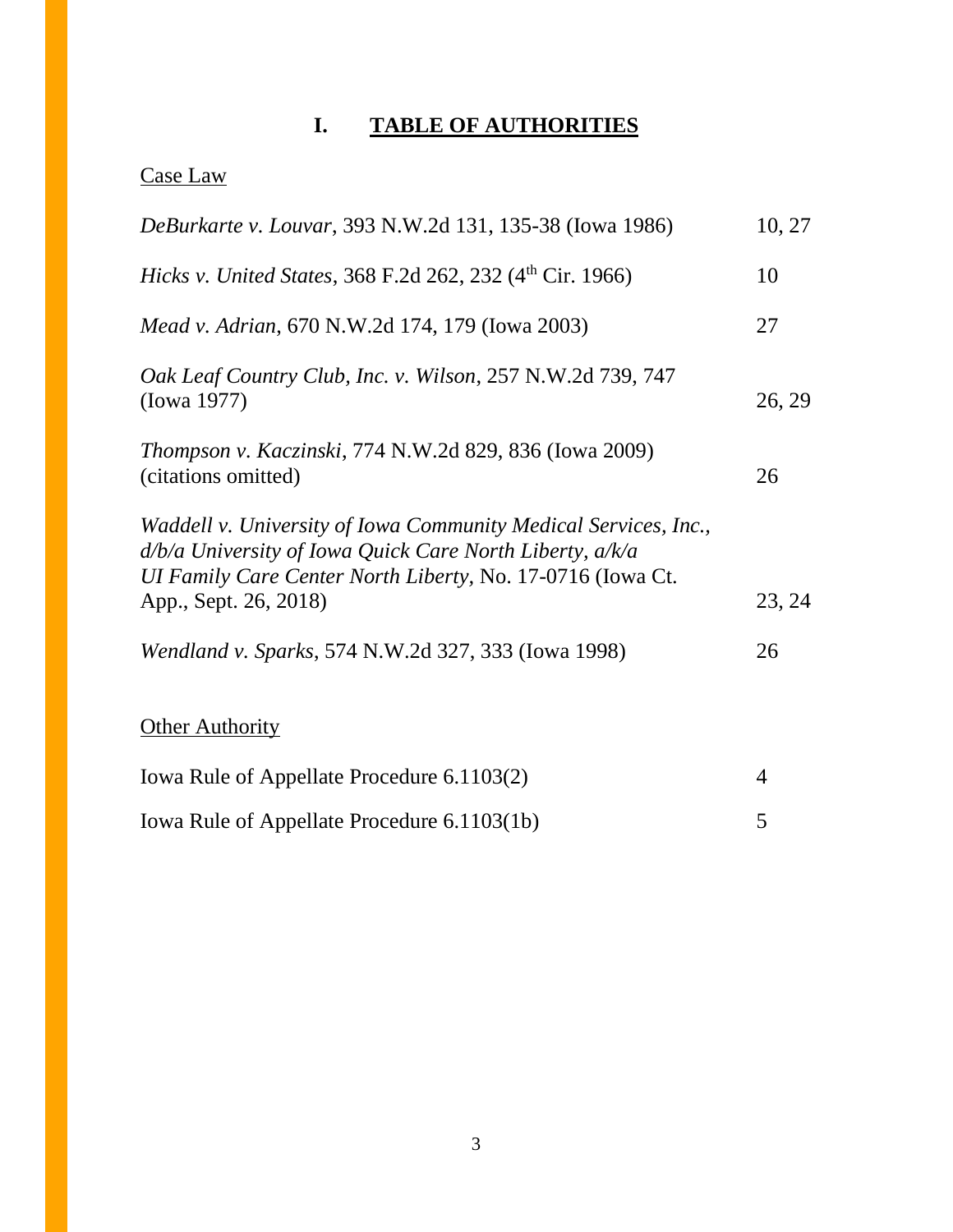# I. TABLE OF AUTHORITIES

Case Law

| | |
|---|---|
| *DeBurkarte v. Louvar*, 393 N.W.2d 131, 135-38 (Iowa 1986) | 10, 27 |
| *Hicks v. United States*, 368 F.2d 262, 232 (4th Cir. 1966) | 10 |
| *Mead v. Adrian*, 670 N.W.2d 174, 179 (Iowa 2003) | 27 |
| *Oak Leaf Country Club, Inc. v. Wilson*, 257 N.W.2d 739, 747 (Iowa 1977) | 26, 29 |
| *Thompson v. Kaczinski*, 774 N.W.2d 829, 836 (Iowa 2009) (citations omitted) | 26 |
| *Waddell v. University of Iowa Community Medical Services, Inc., d/b/a University of Iowa Quick Care North Liberty, a/k/a UI Family Care Center North Liberty*, No. 17-0716 (Iowa Ct. App., Sept. 26, 2018) | 23, 24 |
| *Wendland v. Sparks*, 574 N.W.2d 327, 333 (Iowa 1998) | 26 |

Other Authority

| | |
|---|---|
| Iowa Rule of Appellate Procedure 6.1103(2) | 4 |
| Iowa Rule of Appellate Procedure 6.1103(1b) | 5 |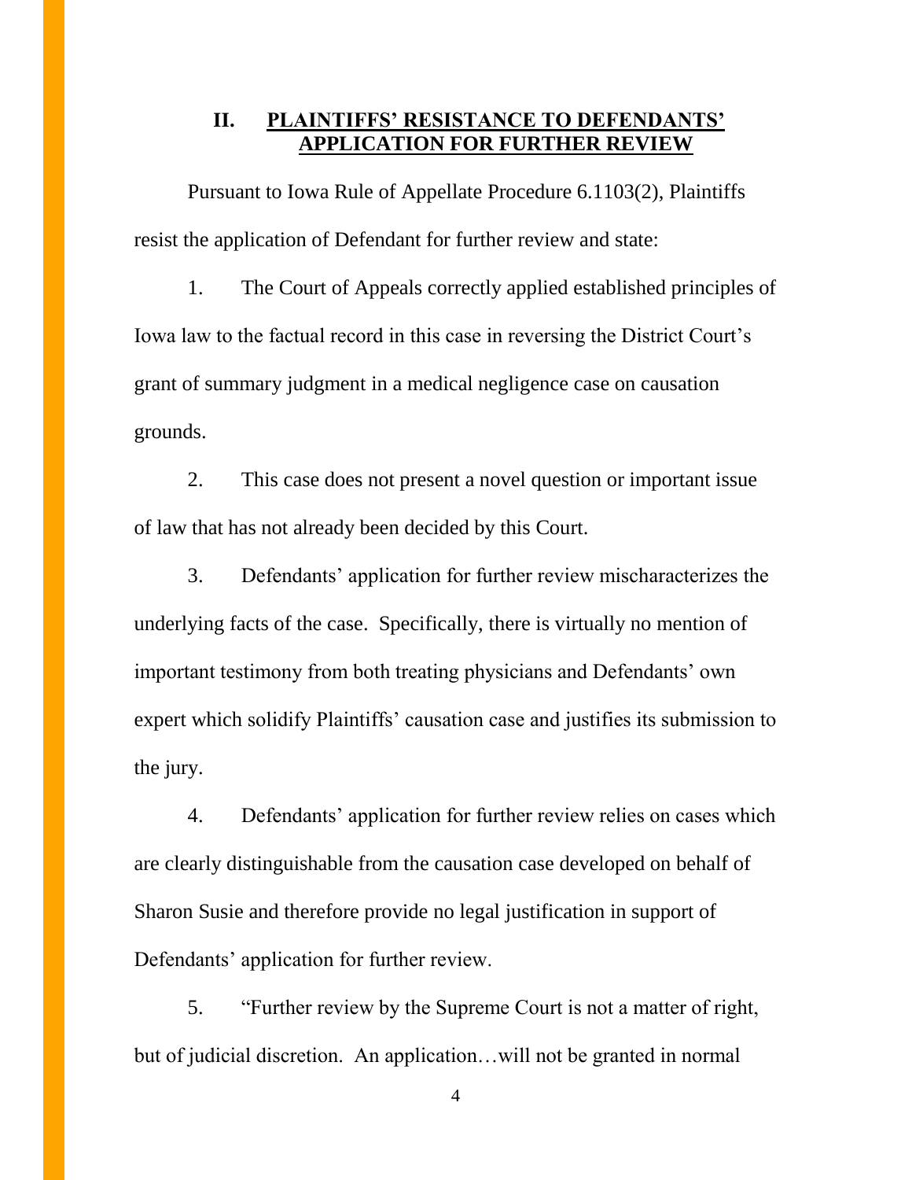## II. **PLAINTIFFS' RESISTANCE TO DEFENDANTS' APPLICATION FOR FURTHER REVIEW**

Pursuant to Iowa Rule of Appellate Procedure 6.1103(2), Plaintiffs resist the application of Defendant for further review and state:

1. The Court of Appeals correctly applied established principles of Iowa law to the factual record in this case in reversing the District Court's grant of summary judgment in a medical negligence case on causation grounds.

2. This case does not present a novel question or important issue of law that has not already been decided by this Court.

3. Defendants' application for further review mischaracterizes the underlying facts of the case. Specifically, there is virtually no mention of important testimony from both treating physicians and Defendants' own expert which solidify Plaintiffs' causation case and justifies its submission to the jury.

4. Defendants' application for further review relies on cases which are clearly distinguishable from the causation case developed on behalf of Sharon Susie and therefore provide no legal justification in support of Defendants' application for further review.

5. "Further review by the Supreme Court is not a matter of right, but of judicial discretion. An application…will not be granted in normal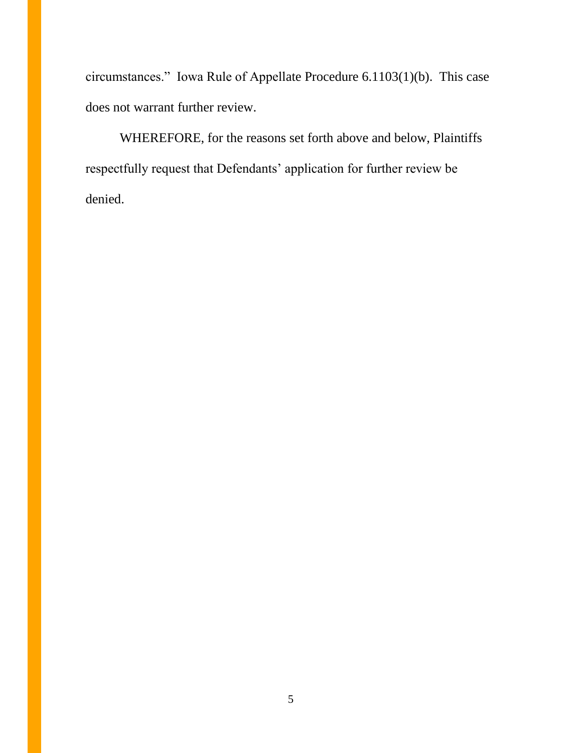circumstances." Iowa Rule of Appellate Procedure 6.1103(1)(b). This case does not warrant further review.

WHEREFORE, for the reasons set forth above and below, Plaintiffs respectfully request that Defendants' application for further review be denied.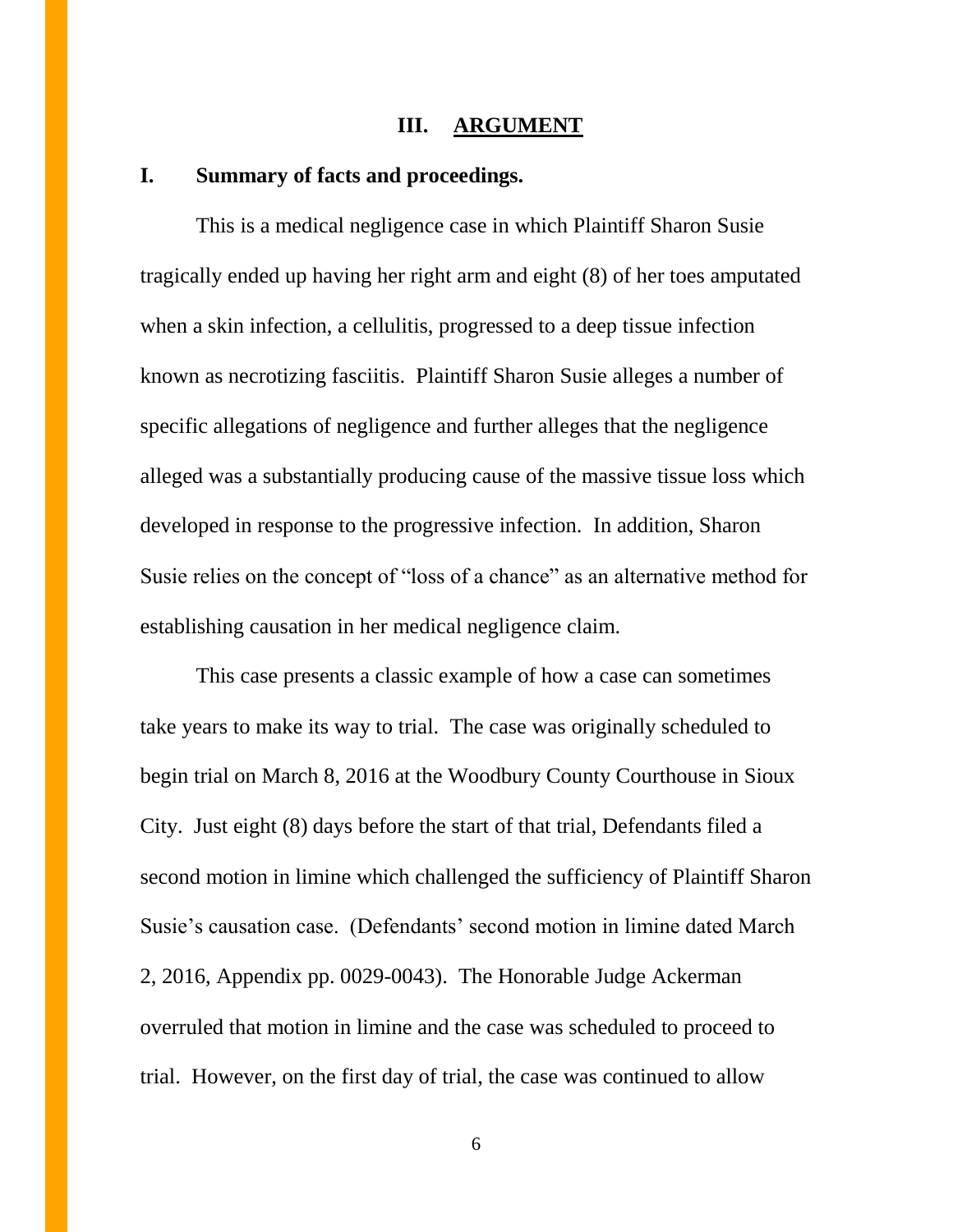# III. ARGUMENT

## I. Summary of facts and proceedings.

This is a medical negligence case in which Plaintiff Sharon Susie tragically ended up having her right arm and eight (8) of her toes amputated when a skin infection, a cellulitis, progressed to a deep tissue infection known as necrotizing fasciitis. Plaintiff Sharon Susie alleges a number of specific allegations of negligence and further alleges that the negligence alleged was a substantially producing cause of the massive tissue loss which developed in response to the progressive infection. In addition, Sharon Susie relies on the concept of "loss of a chance" as an alternative method for establishing causation in her medical negligence claim.

This case presents a classic example of how a case can sometimes take years to make its way to trial. The case was originally scheduled to begin trial on March 8, 2016 at the Woodbury County Courthouse in Sioux City. Just eight (8) days before the start of that trial, Defendants filed a second motion in limine which challenged the sufficiency of Plaintiff Sharon Susie's causation case. (Defendants' second motion in limine dated March 2, 2016, Appendix pp. 0029-0043). The Honorable Judge Ackerman overruled that motion in limine and the case was scheduled to proceed to trial. However, on the first day of trial, the case was continued to allow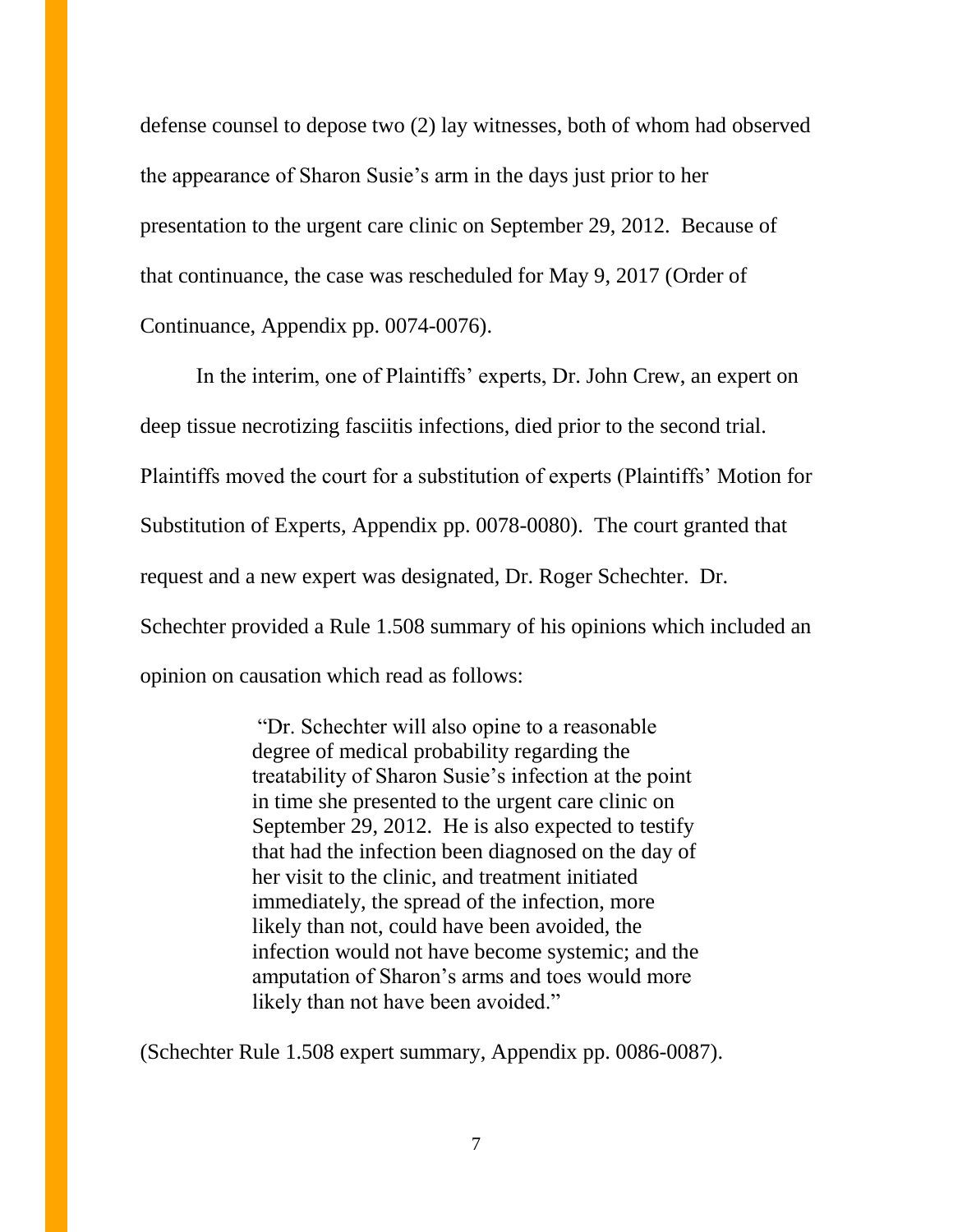defense counsel to depose two (2) lay witnesses, both of whom had observed the appearance of Sharon Susie's arm in the days just prior to her presentation to the urgent care clinic on September 29, 2012. Because of that continuance, the case was rescheduled for May 9, 2017 (Order of Continuance, Appendix pp. 0074-0076).

In the interim, one of Plaintiffs' experts, Dr. John Crew, an expert on deep tissue necrotizing fasciitis infections, died prior to the second trial. Plaintiffs moved the court for a substitution of experts (Plaintiffs' Motion for Substitution of Experts, Appendix pp. 0078-0080). The court granted that request and a new expert was designated, Dr. Roger Schechter. Dr. Schechter provided a Rule 1.508 summary of his opinions which included an opinion on causation which read as follows:

> "Dr. Schechter will also opine to a reasonable degree of medical probability regarding the treatability of Sharon Susie's infection at the point in time she presented to the urgent care clinic on September 29, 2012. He is also expected to testify that had the infection been diagnosed on the day of her visit to the clinic, and treatment initiated immediately, the spread of the infection, more likely than not, could have been avoided, the infection would not have become systemic; and the amputation of Sharon's arms and toes would more likely than not have been avoided."

(Schechter Rule 1.508 expert summary, Appendix pp. 0086-0087).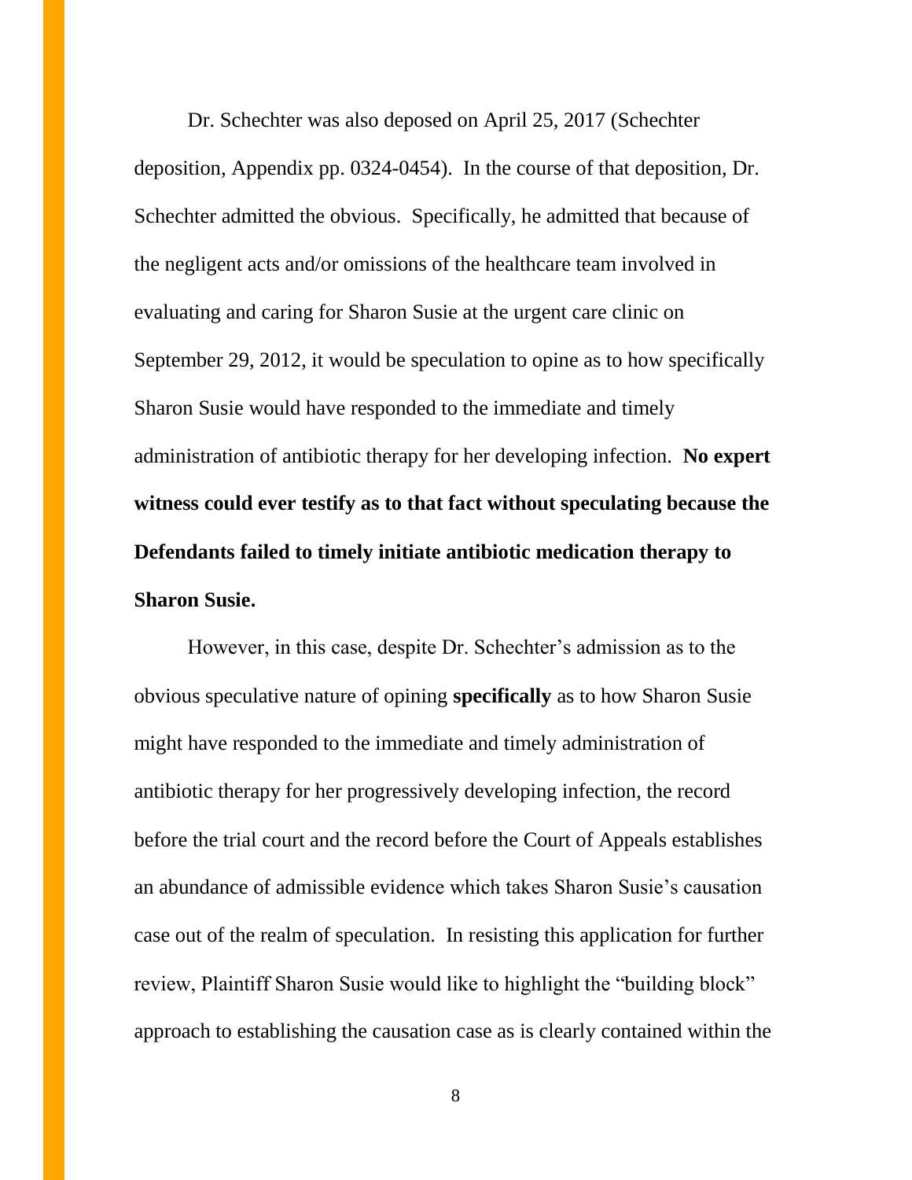Dr. Schechter was also deposed on April 25, 2017 (Schechter deposition, Appendix pp. 0324-0454). In the course of that deposition, Dr. Schechter admitted the obvious. Specifically, he admitted that because of the negligent acts and/or omissions of the healthcare team involved in evaluating and caring for Sharon Susie at the urgent care clinic on September 29, 2012, it would be speculation to opine as to how specifically Sharon Susie would have responded to the immediate and timely administration of antibiotic therapy for her developing infection. **No expert witness could ever testify as to that fact without speculating because the Defendants failed to timely initiate antibiotic medication therapy to Sharon Susie.**

However, in this case, despite Dr. Schechter's admission as to the obvious speculative nature of opining **specifically** as to how Sharon Susie might have responded to the immediate and timely administration of antibiotic therapy for her progressively developing infection, the record before the trial court and the record before the Court of Appeals establishes an abundance of admissible evidence which takes Sharon Susie's causation case out of the realm of speculation. In resisting this application for further review, Plaintiff Sharon Susie would like to highlight the "building block" approach to establishing the causation case as is clearly contained within the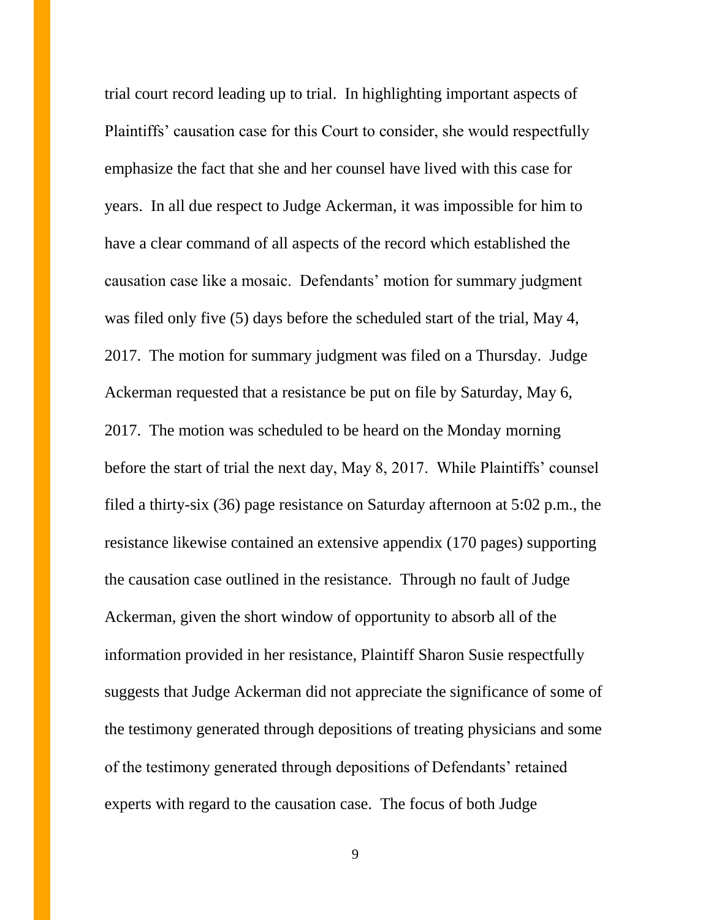trial court record leading up to trial. In highlighting important aspects of Plaintiffs' causation case for this Court to consider, she would respectfully emphasize the fact that she and her counsel have lived with this case for years. In all due respect to Judge Ackerman, it was impossible for him to have a clear command of all aspects of the record which established the causation case like a mosaic. Defendants' motion for summary judgment was filed only five (5) days before the scheduled start of the trial, May 4, 2017. The motion for summary judgment was filed on a Thursday. Judge Ackerman requested that a resistance be put on file by Saturday, May 6, 2017. The motion was scheduled to be heard on the Monday morning before the start of trial the next day, May 8, 2017. While Plaintiffs' counsel filed a thirty-six (36) page resistance on Saturday afternoon at 5:02 p.m., the resistance likewise contained an extensive appendix (170 pages) supporting the causation case outlined in the resistance. Through no fault of Judge Ackerman, given the short window of opportunity to absorb all of the information provided in her resistance, Plaintiff Sharon Susie respectfully suggests that Judge Ackerman did not appreciate the significance of some of the testimony generated through depositions of treating physicians and some of the testimony generated through depositions of Defendants' retained experts with regard to the causation case. The focus of both Judge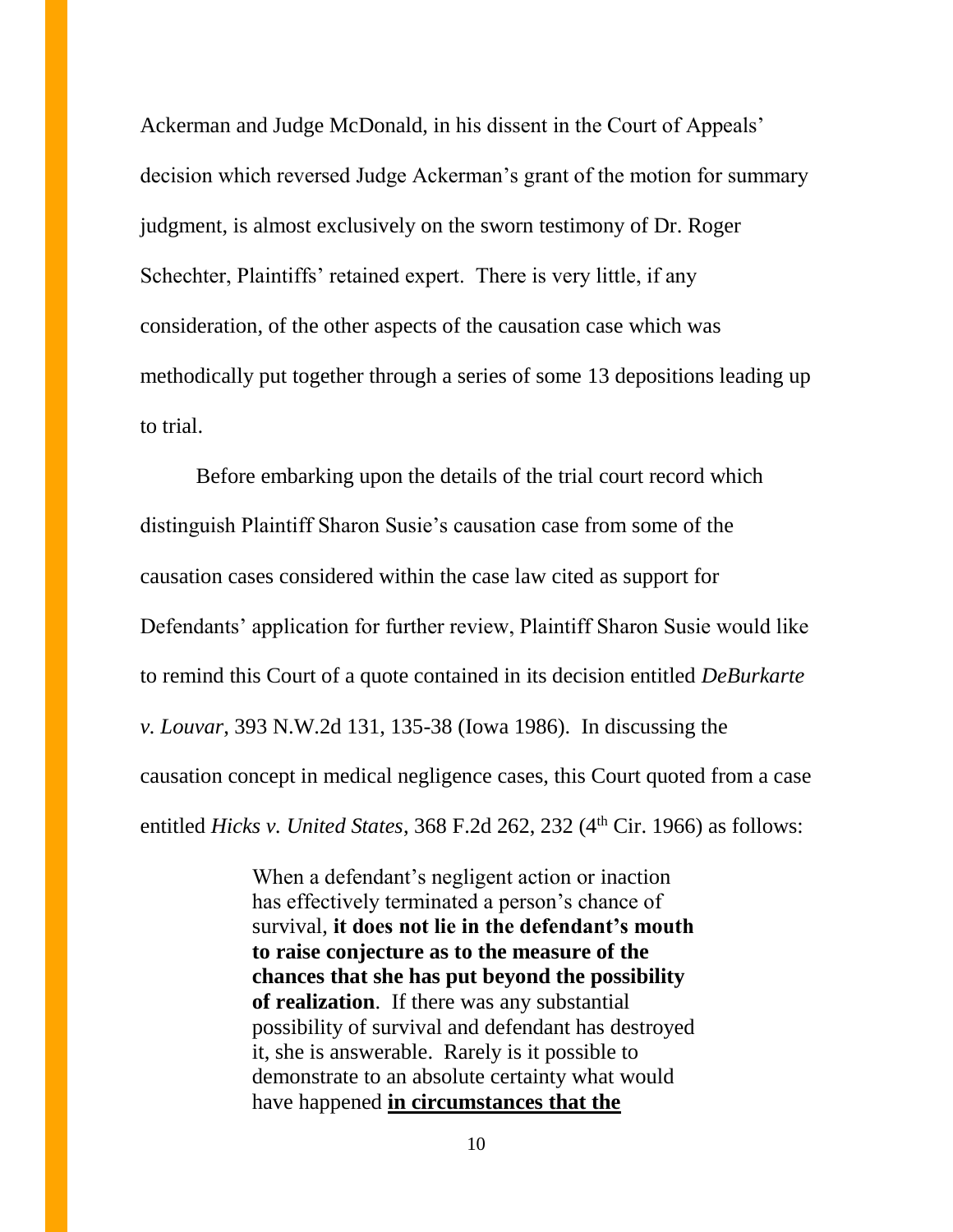Ackerman and Judge McDonald, in his dissent in the Court of Appeals' decision which reversed Judge Ackerman's grant of the motion for summary judgment, is almost exclusively on the sworn testimony of Dr. Roger Schechter, Plaintiffs' retained expert. There is very little, if any consideration, of the other aspects of the causation case which was methodically put together through a series of some 13 depositions leading up to trial.

Before embarking upon the details of the trial court record which distinguish Plaintiff Sharon Susie's causation case from some of the causation cases considered within the case law cited as support for Defendants' application for further review, Plaintiff Sharon Susie would like to remind this Court of a quote contained in its decision entitled *DeBurkarte v. Louvar*, 393 N.W.2d 131, 135-38 (Iowa 1986). In discussing the causation concept in medical negligence cases, this Court quoted from a case entitled *Hicks v. United States*, 368 F.2d 262, 232 (4th Cir. 1966) as follows:

> When a defendant's negligent action or inaction has effectively terminated a person's chance of survival, **it does not lie in the defendant's mouth to raise conjecture as to the measure of the chances that she has put beyond the possibility of realization**. If there was any substantial possibility of survival and defendant has destroyed it, she is answerable. Rarely is it possible to demonstrate to an absolute certainty what would have happened **<u>in circumstances that the</u>**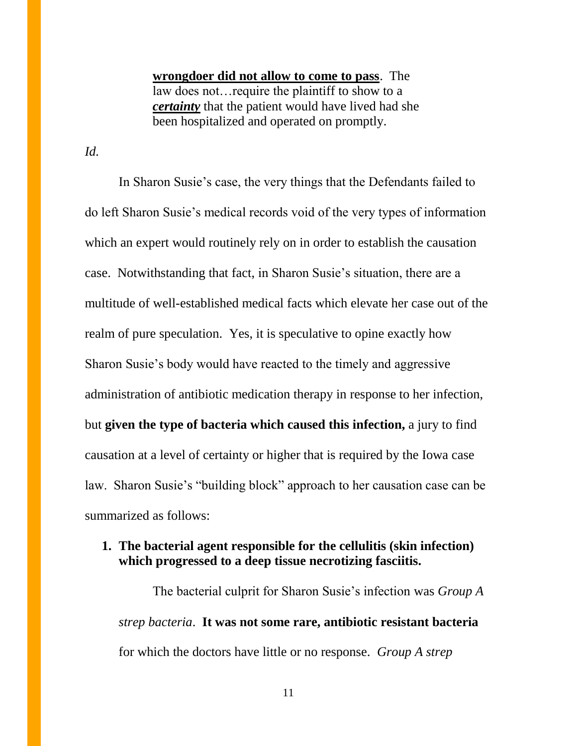> **wrongdoer did not allow to come to pass**. The law does not…require the plaintiff to show to a ***certainty*** that the patient would have lived had she been hospitalized and operated on promptly.

*Id.*

In Sharon Susie's case, the very things that the Defendants failed to do left Sharon Susie's medical records void of the very types of information which an expert would routinely rely on in order to establish the causation case. Notwithstanding that fact, in Sharon Susie's situation, there are a multitude of well-established medical facts which elevate her case out of the realm of pure speculation. Yes, it is speculative to opine exactly how Sharon Susie's body would have reacted to the timely and aggressive administration of antibiotic medication therapy in response to her infection, but **given the type of bacteria which caused this infection,** a jury to find causation at a level of certainty or higher that is required by the Iowa case law. Sharon Susie's "building block" approach to her causation case can be summarized as follows:

1. **The bacterial agent responsible for the cellulitis (skin infection) which progressed to a deep tissue necrotizing fasciitis.**

   The bacterial culprit for Sharon Susie's infection was *Group A strep bacteria*. **It was not some rare, antibiotic resistant bacteria** for which the doctors have little or no response. *Group A strep*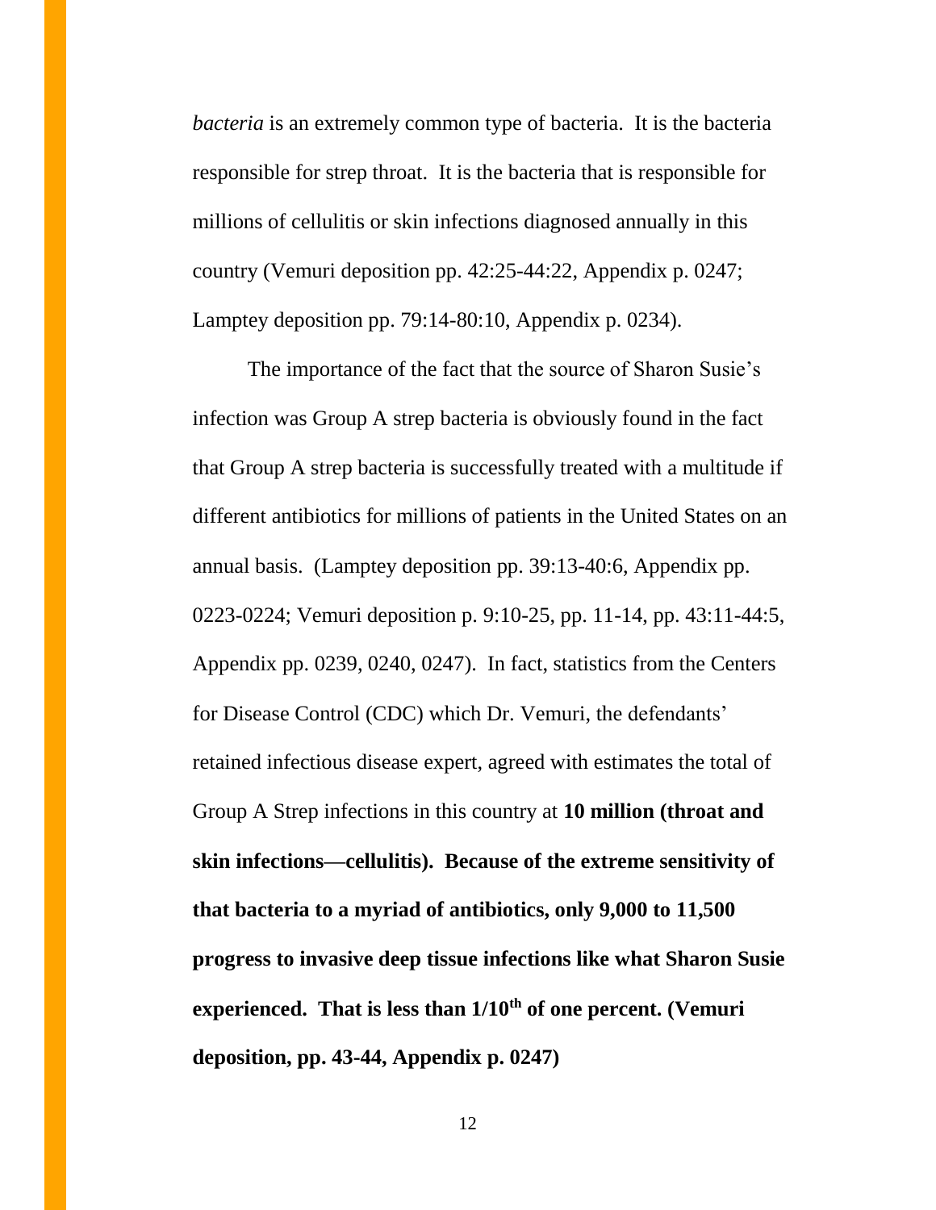*bacteria* is an extremely common type of bacteria. It is the bacteria responsible for strep throat. It is the bacteria that is responsible for millions of cellulitis or skin infections diagnosed annually in this country (Vemuri deposition pp. 42:25-44:22, Appendix p. 0247; Lamptey deposition pp. 79:14-80:10, Appendix p. 0234).

The importance of the fact that the source of Sharon Susie's infection was Group A strep bacteria is obviously found in the fact that Group A strep bacteria is successfully treated with a multitude if different antibiotics for millions of patients in the United States on an annual basis. (Lamptey deposition pp. 39:13-40:6, Appendix pp. 0223-0224; Vemuri deposition p. 9:10-25, pp. 11-14, pp. 43:11-44:5, Appendix pp. 0239, 0240, 0247). In fact, statistics from the Centers for Disease Control (CDC) which Dr. Vemuri, the defendants' retained infectious disease expert, agreed with estimates the total of Group A Strep infections in this country at **10 million (throat and skin infections—cellulitis). Because of the extreme sensitivity of that bacteria to a myriad of antibiotics, only 9,000 to 11,500 progress to invasive deep tissue infections like what Sharon Susie experienced. That is less than 1/10th of one percent. (Vemuri deposition, pp. 43-44, Appendix p. 0247)**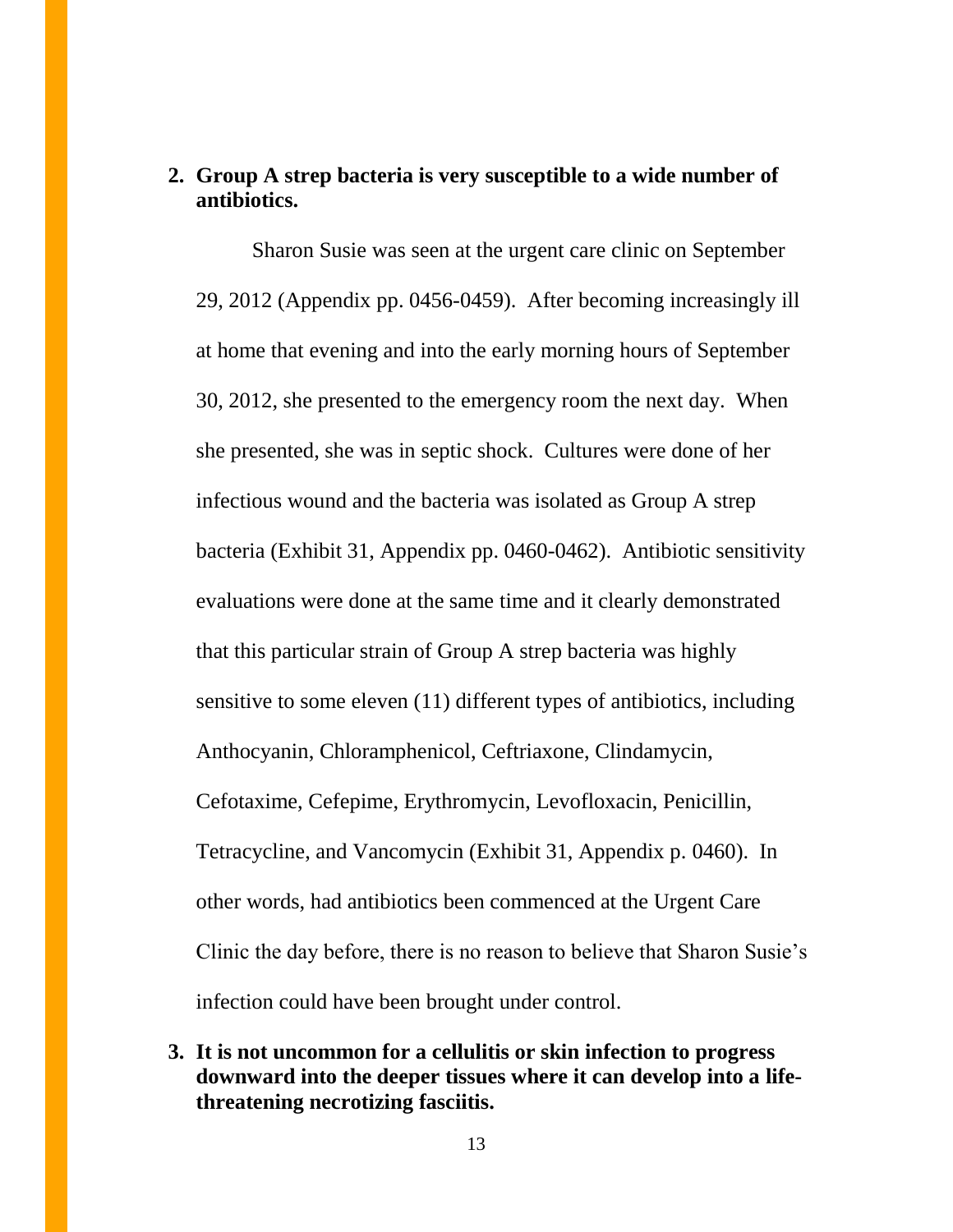2. **Group A strep bacteria is very susceptible to a wide number of antibiotics.**

Sharon Susie was seen at the urgent care clinic on September 29, 2012 (Appendix pp. 0456-0459). After becoming increasingly ill at home that evening and into the early morning hours of September 30, 2012, she presented to the emergency room the next day. When she presented, she was in septic shock. Cultures were done of her infectious wound and the bacteria was isolated as Group A strep bacteria (Exhibit 31, Appendix pp. 0460-0462). Antibiotic sensitivity evaluations were done at the same time and it clearly demonstrated that this particular strain of Group A strep bacteria was highly sensitive to some eleven (11) different types of antibiotics, including Anthocyanin, Chloramphenicol, Ceftriaxone, Clindamycin, Cefotaxime, Cefepime, Erythromycin, Levofloxacin, Penicillin, Tetracycline, and Vancomycin (Exhibit 31, Appendix p. 0460). In other words, had antibiotics been commenced at the Urgent Care Clinic the day before, there is no reason to believe that Sharon Susie's infection could have been brought under control.

3. **It is not uncommon for a cellulitis or skin infection to progress downward into the deeper tissues where it can develop into a life-threatening necrotizing fasciitis.**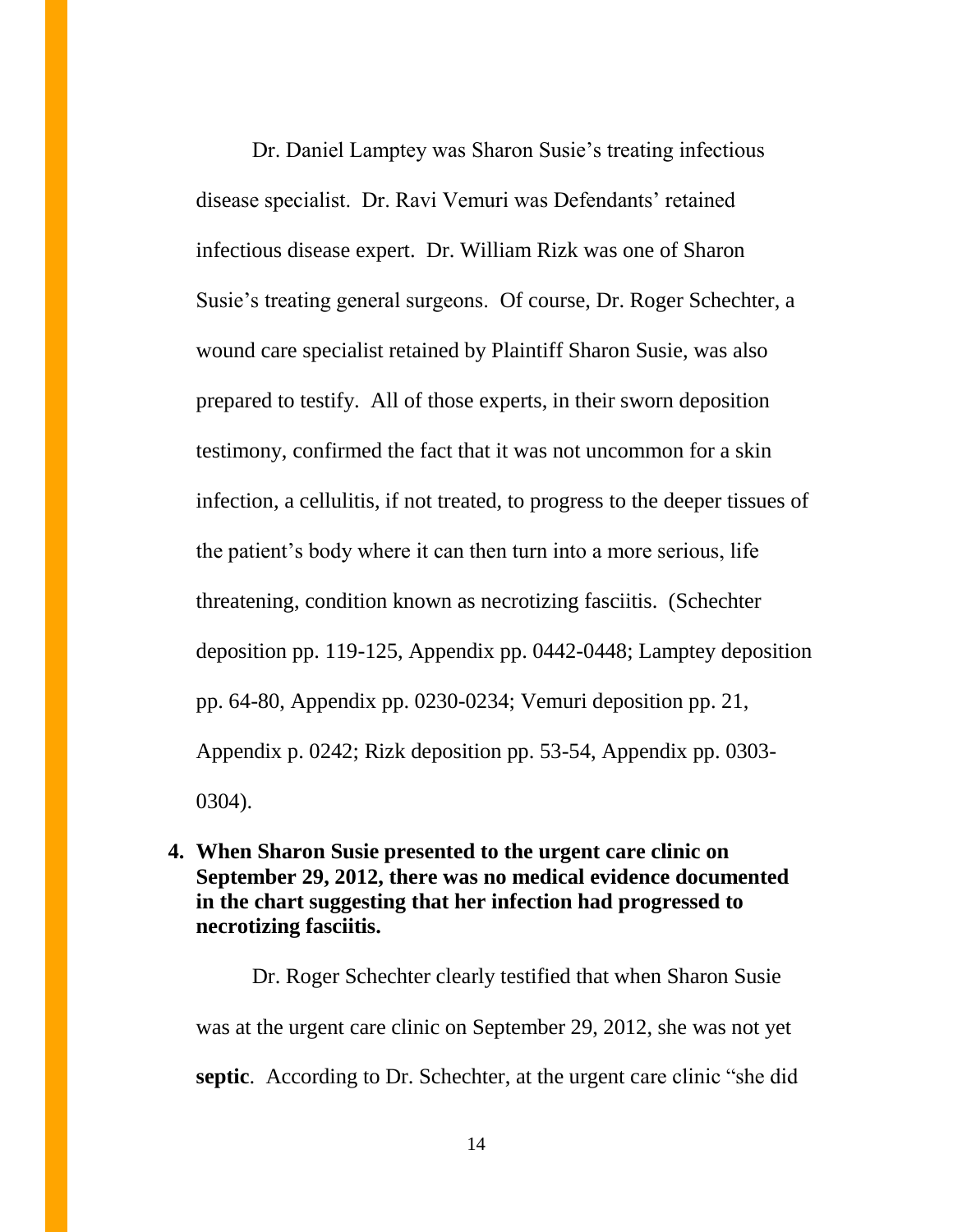Dr. Daniel Lamptey was Sharon Susie's treating infectious disease specialist. Dr. Ravi Vemuri was Defendants' retained infectious disease expert. Dr. William Rizk was one of Sharon Susie's treating general surgeons. Of course, Dr. Roger Schechter, a wound care specialist retained by Plaintiff Sharon Susie, was also prepared to testify. All of those experts, in their sworn deposition testimony, confirmed the fact that it was not uncommon for a skin infection, a cellulitis, if not treated, to progress to the deeper tissues of the patient's body where it can then turn into a more serious, life threatening, condition known as necrotizing fasciitis. (Schechter deposition pp. 119-125, Appendix pp. 0442-0448; Lamptey deposition pp. 64-80, Appendix pp. 0230-0234; Vemuri deposition pp. 21, Appendix p. 0242; Rizk deposition pp. 53-54, Appendix pp. 0303-0304).

**4. When Sharon Susie presented to the urgent care clinic on September 29, 2012, there was no medical evidence documented in the chart suggesting that her infection had progressed to necrotizing fasciitis.**

Dr. Roger Schechter clearly testified that when Sharon Susie was at the urgent care clinic on September 29, 2012, she was not yet **septic**. According to Dr. Schechter, at the urgent care clinic "she did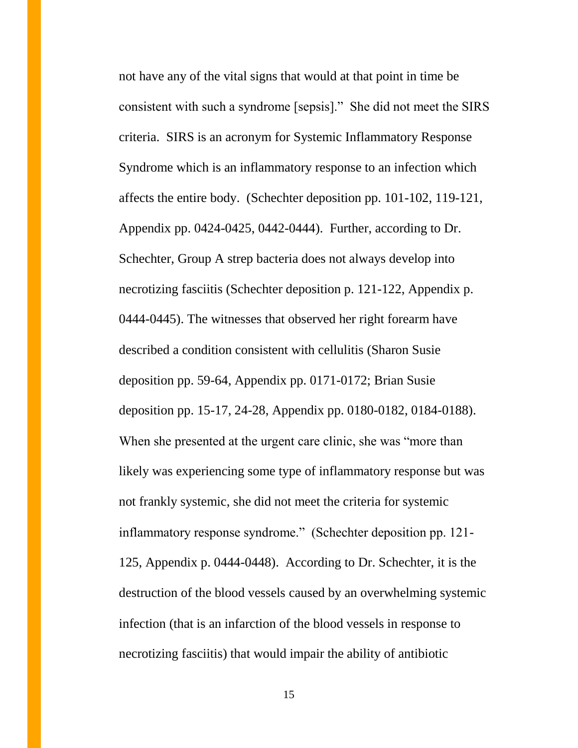not have any of the vital signs that would at that point in time be consistent with such a syndrome [sepsis]." She did not meet the SIRS criteria. SIRS is an acronym for Systemic Inflammatory Response Syndrome which is an inflammatory response to an infection which affects the entire body. (Schechter deposition pp. 101-102, 119-121, Appendix pp. 0424-0425, 0442-0444). Further, according to Dr. Schechter, Group A strep bacteria does not always develop into necrotizing fasciitis (Schechter deposition p. 121-122, Appendix p. 0444-0445). The witnesses that observed her right forearm have described a condition consistent with cellulitis (Sharon Susie deposition pp. 59-64, Appendix pp. 0171-0172; Brian Susie deposition pp. 15-17, 24-28, Appendix pp. 0180-0182, 0184-0188). When she presented at the urgent care clinic, she was "more than likely was experiencing some type of inflammatory response but was not frankly systemic, she did not meet the criteria for systemic inflammatory response syndrome." (Schechter deposition pp. 121-125, Appendix p. 0444-0448). According to Dr. Schechter, it is the destruction of the blood vessels caused by an overwhelming systemic infection (that is an infarction of the blood vessels in response to necrotizing fasciitis) that would impair the ability of antibiotic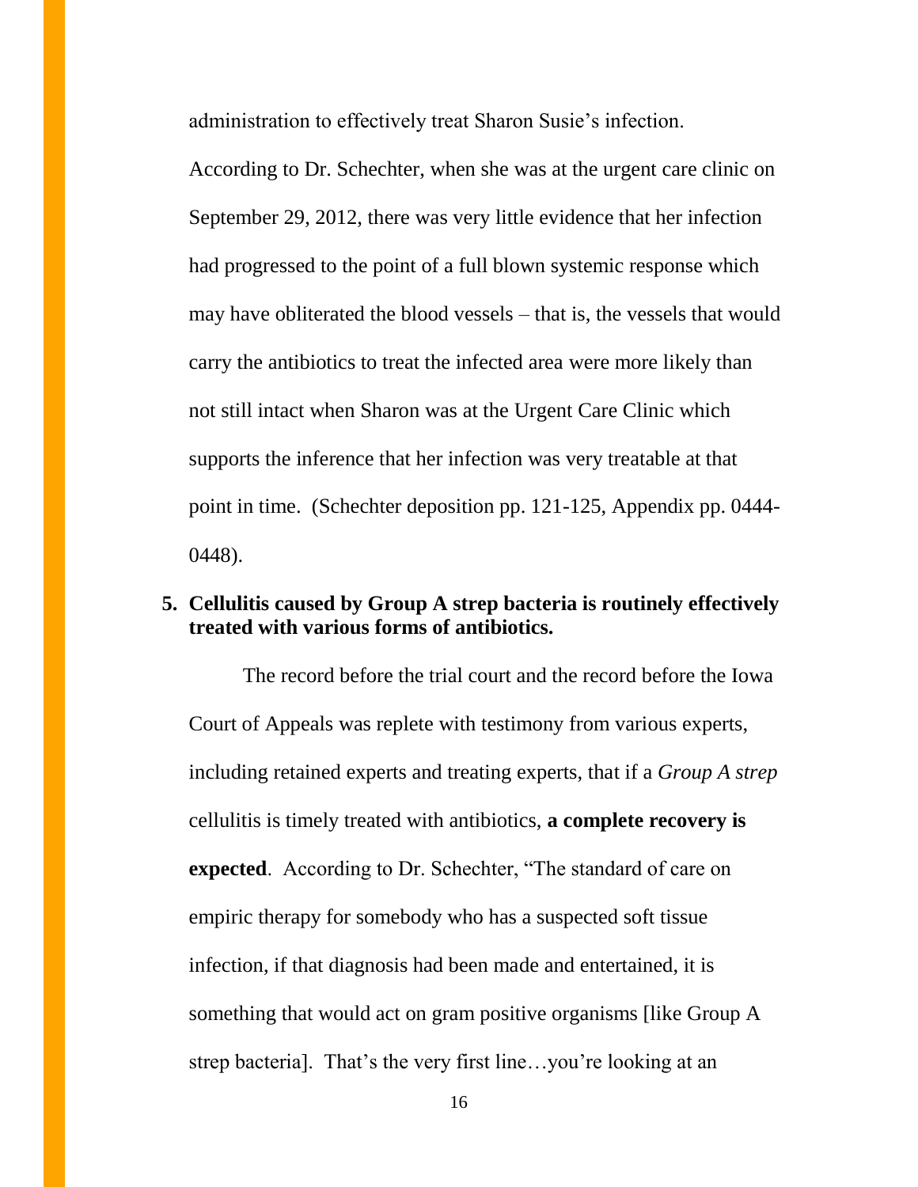administration to effectively treat Sharon Susie's infection.

According to Dr. Schechter, when she was at the urgent care clinic on September 29, 2012, there was very little evidence that her infection had progressed to the point of a full blown systemic response which may have obliterated the blood vessels – that is, the vessels that would carry the antibiotics to treat the infected area were more likely than not still intact when Sharon was at the Urgent Care Clinic which supports the inference that her infection was very treatable at that point in time. (Schechter deposition pp. 121-125, Appendix pp. 0444-0448).

**5. Cellulitis caused by Group A strep bacteria is routinely effectively treated with various forms of antibiotics.**

The record before the trial court and the record before the Iowa Court of Appeals was replete with testimony from various experts, including retained experts and treating experts, that if a *Group A strep* cellulitis is timely treated with antibiotics, **a complete recovery is expected**. According to Dr. Schechter, "The standard of care on empiric therapy for somebody who has a suspected soft tissue infection, if that diagnosis had been made and entertained, it is something that would act on gram positive organisms [like Group A strep bacteria]. That's the very first line…you're looking at an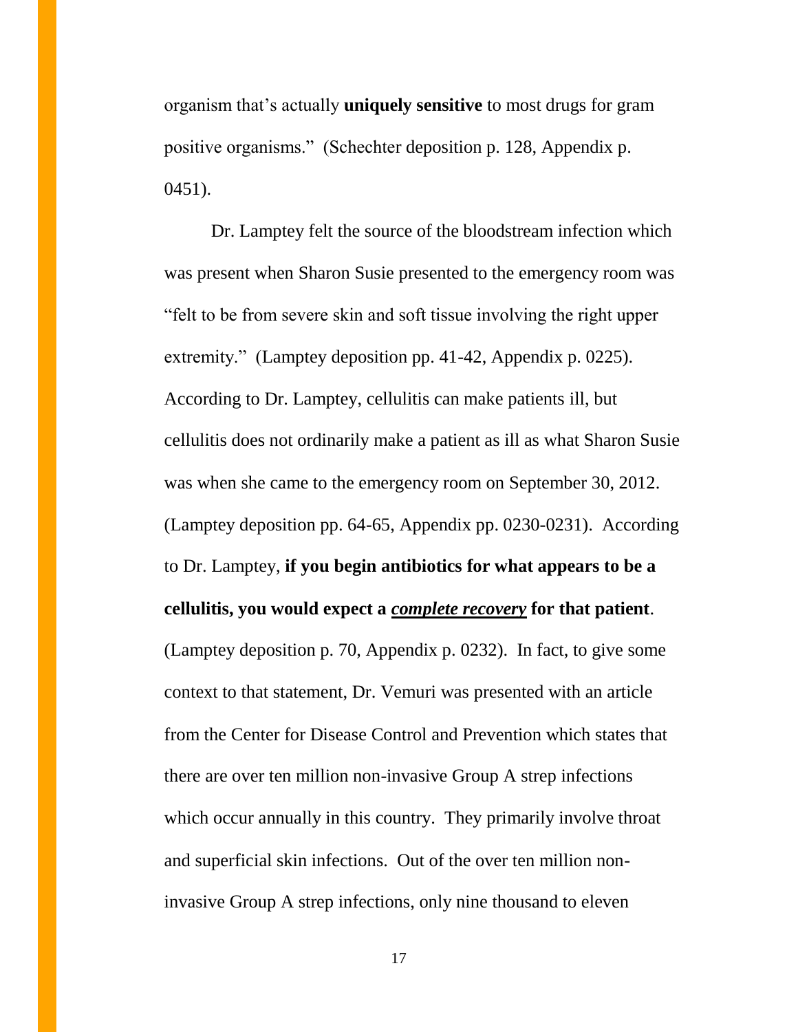organism that's actually **uniquely sensitive** to most drugs for gram positive organisms." (Schechter deposition p. 128, Appendix p. 0451).

Dr. Lamptey felt the source of the bloodstream infection which was present when Sharon Susie presented to the emergency room was "felt to be from severe skin and soft tissue involving the right upper extremity." (Lamptey deposition pp. 41-42, Appendix p. 0225). According to Dr. Lamptey, cellulitis can make patients ill, but cellulitis does not ordinarily make a patient as ill as what Sharon Susie was when she came to the emergency room on September 30, 2012. (Lamptey deposition pp. 64-65, Appendix pp. 0230-0231). According to Dr. Lamptey, **if you begin antibiotics for what appears to be a cellulitis, you would expect a *complete recovery* for that patient**. (Lamptey deposition p. 70, Appendix p. 0232). In fact, to give some context to that statement, Dr. Vemuri was presented with an article from the Center for Disease Control and Prevention which states that there are over ten million non-invasive Group A strep infections which occur annually in this country. They primarily involve throat and superficial skin infections. Out of the over ten million non-invasive Group A strep infections, only nine thousand to eleven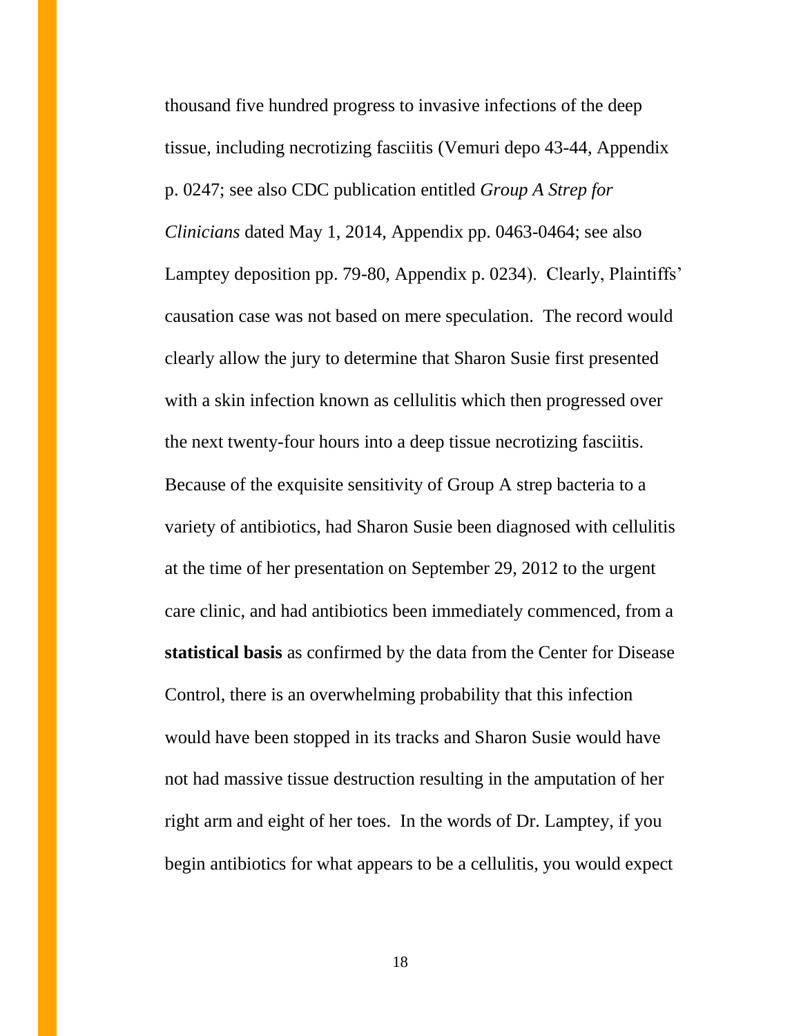thousand five hundred progress to invasive infections of the deep tissue, including necrotizing fasciitis (Vemuri depo 43-44, Appendix p. 0247; see also CDC publication entitled *Group A Strep for Clinicians* dated May 1, 2014, Appendix pp. 0463-0464; see also Lamptey deposition pp. 79-80, Appendix p. 0234). Clearly, Plaintiffs' causation case was not based on mere speculation. The record would clearly allow the jury to determine that Sharon Susie first presented with a skin infection known as cellulitis which then progressed over the next twenty-four hours into a deep tissue necrotizing fasciitis. Because of the exquisite sensitivity of Group A strep bacteria to a variety of antibiotics, had Sharon Susie been diagnosed with cellulitis at the time of her presentation on September 29, 2012 to the urgent care clinic, and had antibiotics been immediately commenced, from a **statistical basis** as confirmed by the data from the Center for Disease Control, there is an overwhelming probability that this infection would have been stopped in its tracks and Sharon Susie would have not had massive tissue destruction resulting in the amputation of her right arm and eight of her toes. In the words of Dr. Lamptey, if you begin antibiotics for what appears to be a cellulitis, you would expect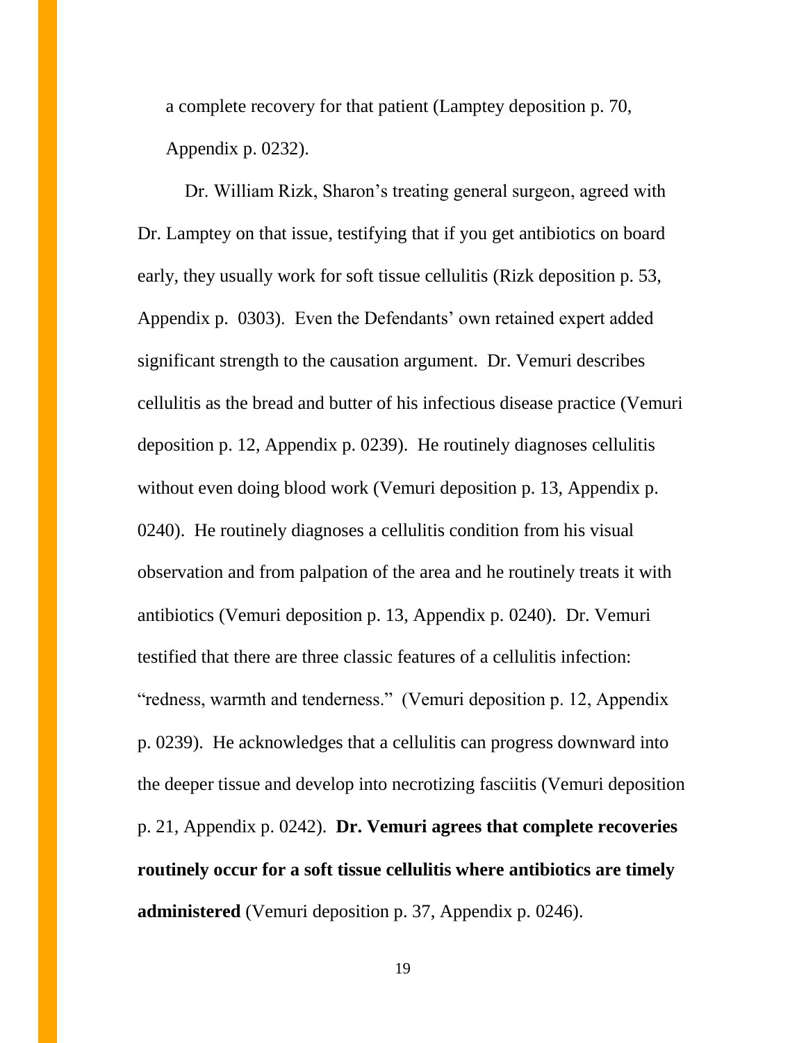a complete recovery for that patient (Lamptey deposition p. 70, Appendix p. 0232).

Dr. William Rizk, Sharon's treating general surgeon, agreed with Dr. Lamptey on that issue, testifying that if you get antibiotics on board early, they usually work for soft tissue cellulitis (Rizk deposition p. 53, Appendix p. 0303). Even the Defendants' own retained expert added significant strength to the causation argument. Dr. Vemuri describes cellulitis as the bread and butter of his infectious disease practice (Vemuri deposition p. 12, Appendix p. 0239). He routinely diagnoses cellulitis without even doing blood work (Vemuri deposition p. 13, Appendix p. 0240). He routinely diagnoses a cellulitis condition from his visual observation and from palpation of the area and he routinely treats it with antibiotics (Vemuri deposition p. 13, Appendix p. 0240). Dr. Vemuri testified that there are three classic features of a cellulitis infection: "redness, warmth and tenderness." (Vemuri deposition p. 12, Appendix p. 0239). He acknowledges that a cellulitis can progress downward into the deeper tissue and develop into necrotizing fasciitis (Vemuri deposition p. 21, Appendix p. 0242). **Dr. Vemuri agrees that complete recoveries routinely occur for a soft tissue cellulitis where antibiotics are timely administered** (Vemuri deposition p. 37, Appendix p. 0246).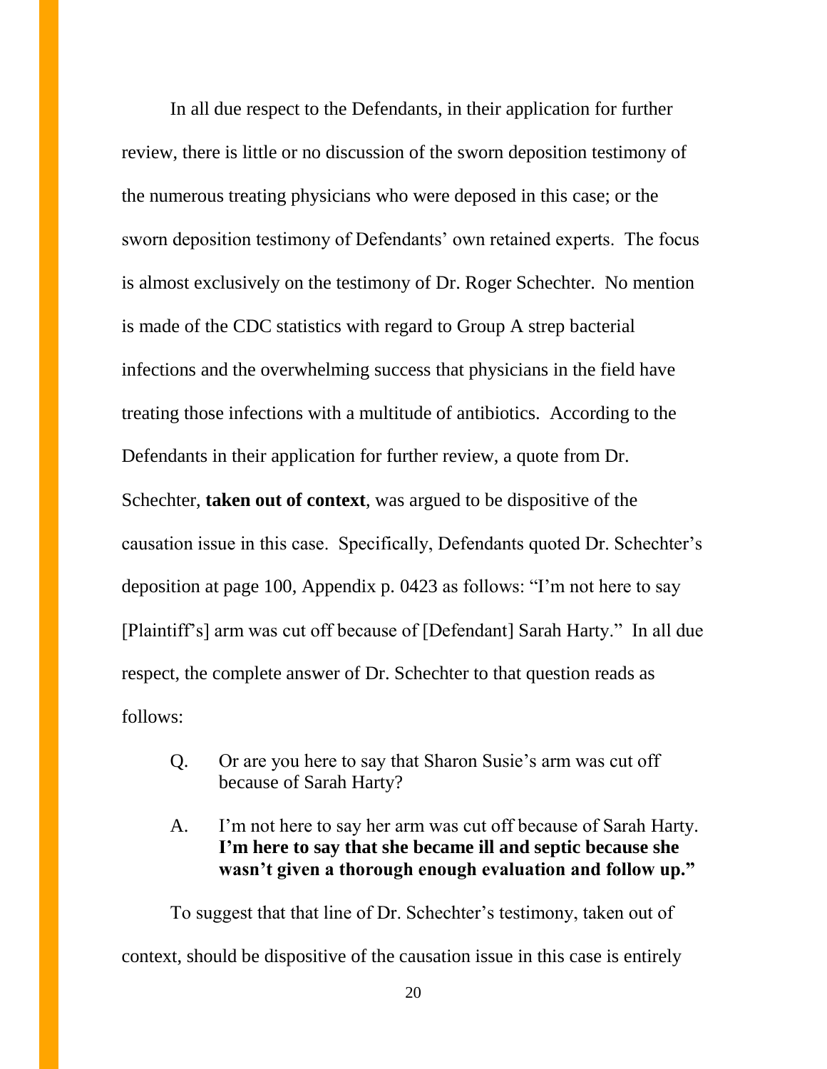In all due respect to the Defendants, in their application for further review, there is little or no discussion of the sworn deposition testimony of the numerous treating physicians who were deposed in this case; or the sworn deposition testimony of Defendants' own retained experts. The focus is almost exclusively on the testimony of Dr. Roger Schechter. No mention is made of the CDC statistics with regard to Group A strep bacterial infections and the overwhelming success that physicians in the field have treating those infections with a multitude of antibiotics. According to the Defendants in their application for further review, a quote from Dr. Schechter, **taken out of context**, was argued to be dispositive of the causation issue in this case. Specifically, Defendants quoted Dr. Schechter's deposition at page 100, Appendix p. 0423 as follows: "I'm not here to say [Plaintiff's] arm was cut off because of [Defendant] Sarah Harty." In all due respect, the complete answer of Dr. Schechter to that question reads as follows:

> Q. Or are you here to say that Sharon Susie's arm was cut off because of Sarah Harty?
>
> A. I'm not here to say her arm was cut off because of Sarah Harty. **I'm here to say that she became ill and septic because she wasn't given a thorough enough evaluation and follow up."**

To suggest that that line of Dr. Schechter's testimony, taken out of context, should be dispositive of the causation issue in this case is entirely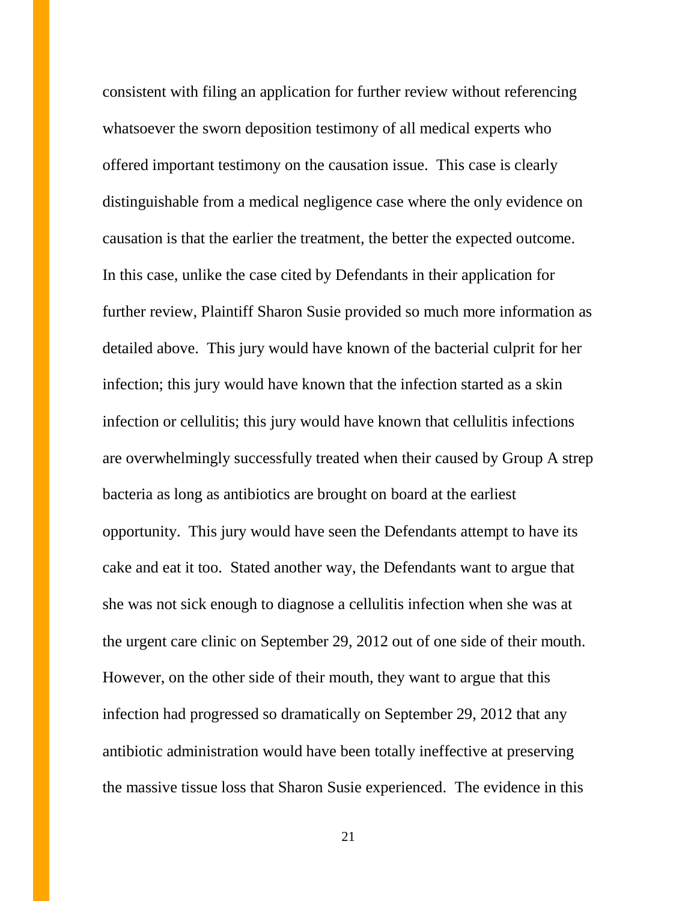consistent with filing an application for further review without referencing whatsoever the sworn deposition testimony of all medical experts who offered important testimony on the causation issue. This case is clearly distinguishable from a medical negligence case where the only evidence on causation is that the earlier the treatment, the better the expected outcome. In this case, unlike the case cited by Defendants in their application for further review, Plaintiff Sharon Susie provided so much more information as detailed above. This jury would have known of the bacterial culprit for her infection; this jury would have known that the infection started as a skin infection or cellulitis; this jury would have known that cellulitis infections are overwhelmingly successfully treated when their caused by Group A strep bacteria as long as antibiotics are brought on board at the earliest opportunity. This jury would have seen the Defendants attempt to have its cake and eat it too. Stated another way, the Defendants want to argue that she was not sick enough to diagnose a cellulitis infection when she was at the urgent care clinic on September 29, 2012 out of one side of their mouth. However, on the other side of their mouth, they want to argue that this infection had progressed so dramatically on September 29, 2012 that any antibiotic administration would have been totally ineffective at preserving the massive tissue loss that Sharon Susie experienced. The evidence in this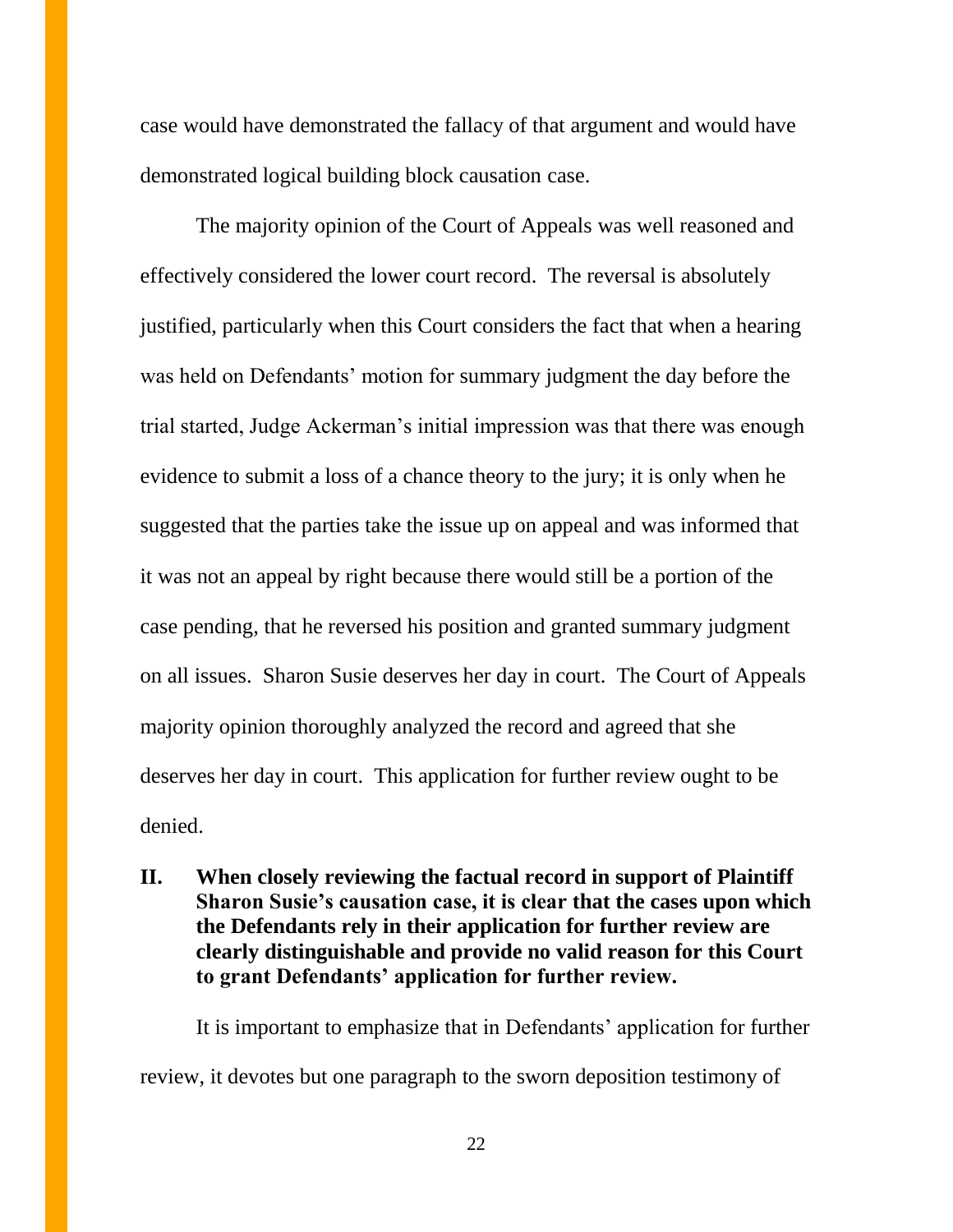case would have demonstrated the fallacy of that argument and would have demonstrated logical building block causation case.

The majority opinion of the Court of Appeals was well reasoned and effectively considered the lower court record. The reversal is absolutely justified, particularly when this Court considers the fact that when a hearing was held on Defendants' motion for summary judgment the day before the trial started, Judge Ackerman's initial impression was that there was enough evidence to submit a loss of a chance theory to the jury; it is only when he suggested that the parties take the issue up on appeal and was informed that it was not an appeal by right because there would still be a portion of the case pending, that he reversed his position and granted summary judgment on all issues. Sharon Susie deserves her day in court. The Court of Appeals majority opinion thoroughly analyzed the record and agreed that she deserves her day in court. This application for further review ought to be denied.

## II. When closely reviewing the factual record in support of Plaintiff Sharon Susie's causation case, it is clear that the cases upon which the Defendants rely in their application for further review are clearly distinguishable and provide no valid reason for this Court to grant Defendants' application for further review.

It is important to emphasize that in Defendants' application for further review, it devotes but one paragraph to the sworn deposition testimony of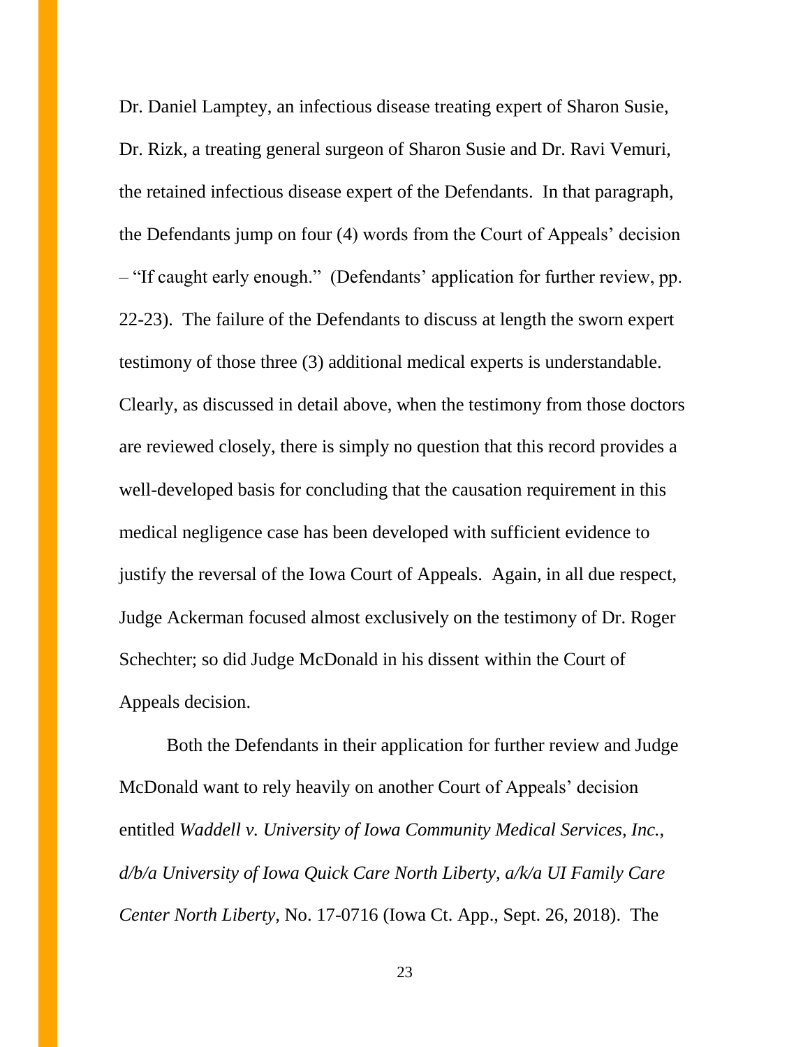Dr. Daniel Lamptey, an infectious disease treating expert of Sharon Susie, Dr. Rizk, a treating general surgeon of Sharon Susie and Dr. Ravi Vemuri, the retained infectious disease expert of the Defendants. In that paragraph, the Defendants jump on four (4) words from the Court of Appeals' decision – "If caught early enough." (Defendants' application for further review, pp. 22-23). The failure of the Defendants to discuss at length the sworn expert testimony of those three (3) additional medical experts is understandable. Clearly, as discussed in detail above, when the testimony from those doctors are reviewed closely, there is simply no question that this record provides a well-developed basis for concluding that the causation requirement in this medical negligence case has been developed with sufficient evidence to justify the reversal of the Iowa Court of Appeals. Again, in all due respect, Judge Ackerman focused almost exclusively on the testimony of Dr. Roger Schechter; so did Judge McDonald in his dissent within the Court of Appeals decision.

Both the Defendants in their application for further review and Judge McDonald want to rely heavily on another Court of Appeals' decision entitled *Waddell v. University of Iowa Community Medical Services, Inc., d/b/a University of Iowa Quick Care North Liberty, a/k/a UI Family Care Center North Liberty*, No. 17-0716 (Iowa Ct. App., Sept. 26, 2018). The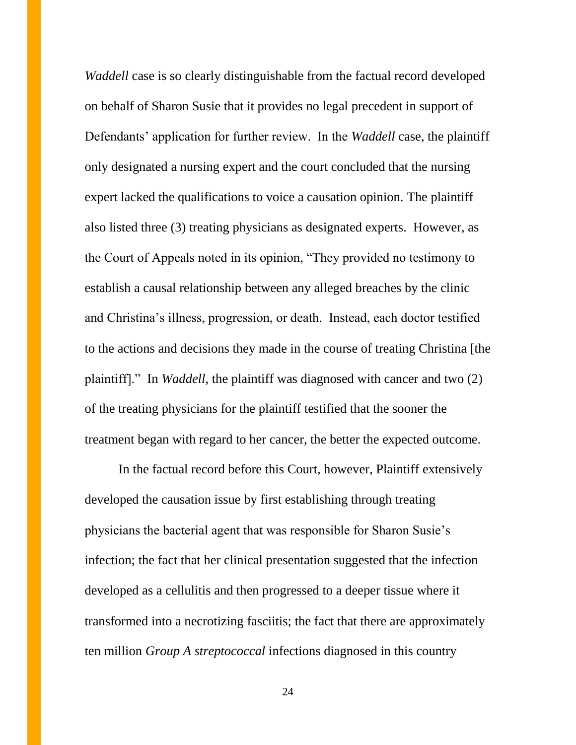*Waddell* case is so clearly distinguishable from the factual record developed on behalf of Sharon Susie that it provides no legal precedent in support of Defendants' application for further review. In the *Waddell* case, the plaintiff only designated a nursing expert and the court concluded that the nursing expert lacked the qualifications to voice a causation opinion. The plaintiff also listed three (3) treating physicians as designated experts. However, as the Court of Appeals noted in its opinion, "They provided no testimony to establish a causal relationship between any alleged breaches by the clinic and Christina's illness, progression, or death. Instead, each doctor testified to the actions and decisions they made in the course of treating Christina [the plaintiff]." In *Waddell,* the plaintiff was diagnosed with cancer and two (2) of the treating physicians for the plaintiff testified that the sooner the treatment began with regard to her cancer, the better the expected outcome.

In the factual record before this Court, however, Plaintiff extensively developed the causation issue by first establishing through treating physicians the bacterial agent that was responsible for Sharon Susie's infection; the fact that her clinical presentation suggested that the infection developed as a cellulitis and then progressed to a deeper tissue where it transformed into a necrotizing fasciitis; the fact that there are approximately ten million *Group A streptococcal* infections diagnosed in this country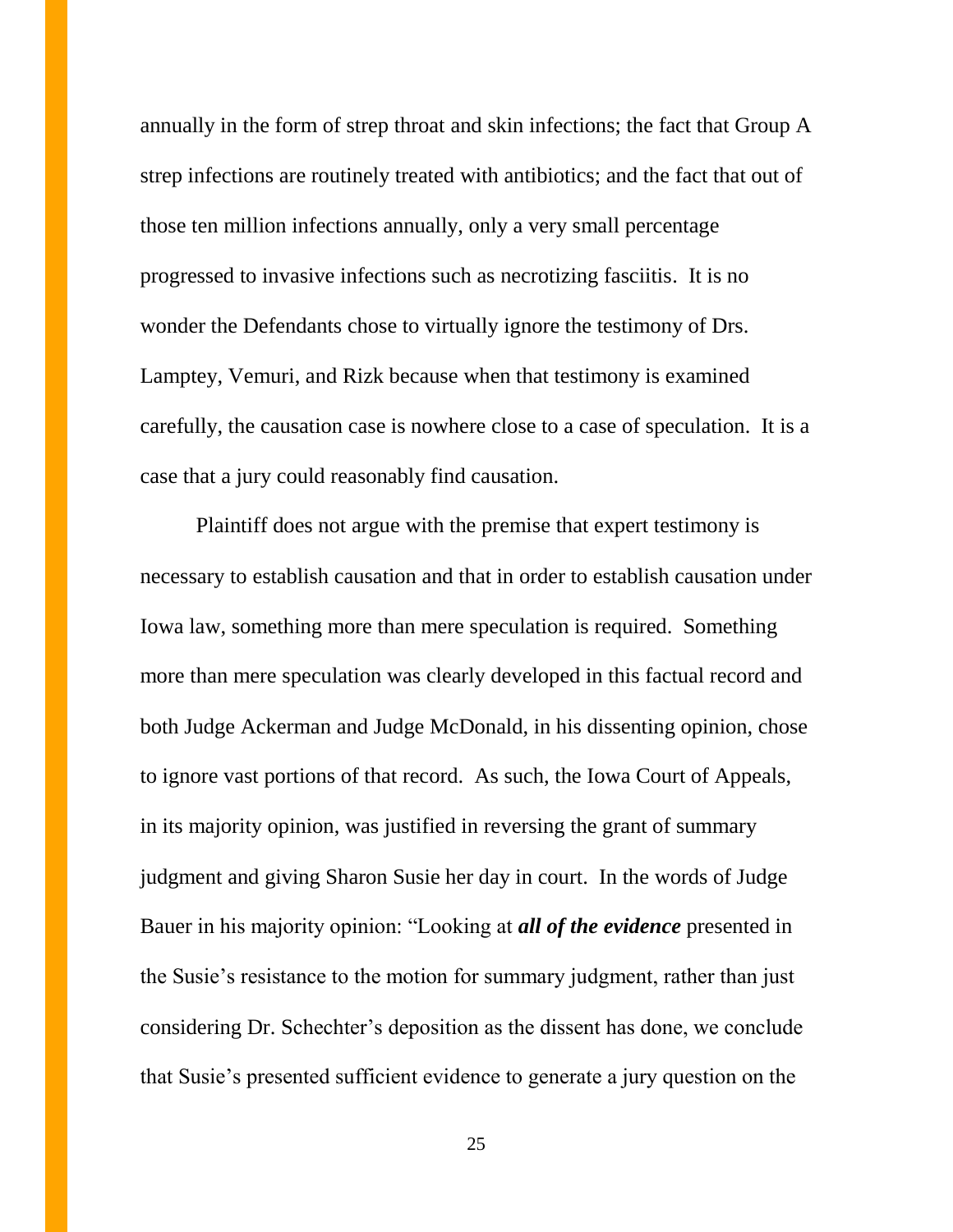annually in the form of strep throat and skin infections; the fact that Group A strep infections are routinely treated with antibiotics; and the fact that out of those ten million infections annually, only a very small percentage progressed to invasive infections such as necrotizing fasciitis. It is no wonder the Defendants chose to virtually ignore the testimony of Drs. Lamptey, Vemuri, and Rizk because when that testimony is examined carefully, the causation case is nowhere close to a case of speculation. It is a case that a jury could reasonably find causation.

Plaintiff does not argue with the premise that expert testimony is necessary to establish causation and that in order to establish causation under Iowa law, something more than mere speculation is required. Something more than mere speculation was clearly developed in this factual record and both Judge Ackerman and Judge McDonald, in his dissenting opinion, chose to ignore vast portions of that record. As such, the Iowa Court of Appeals, in its majority opinion, was justified in reversing the grant of summary judgment and giving Sharon Susie her day in court. In the words of Judge Bauer in his majority opinion: "Looking at ***all of the evidence*** presented in the Susie's resistance to the motion for summary judgment, rather than just considering Dr. Schechter's deposition as the dissent has done, we conclude that Susie's presented sufficient evidence to generate a jury question on the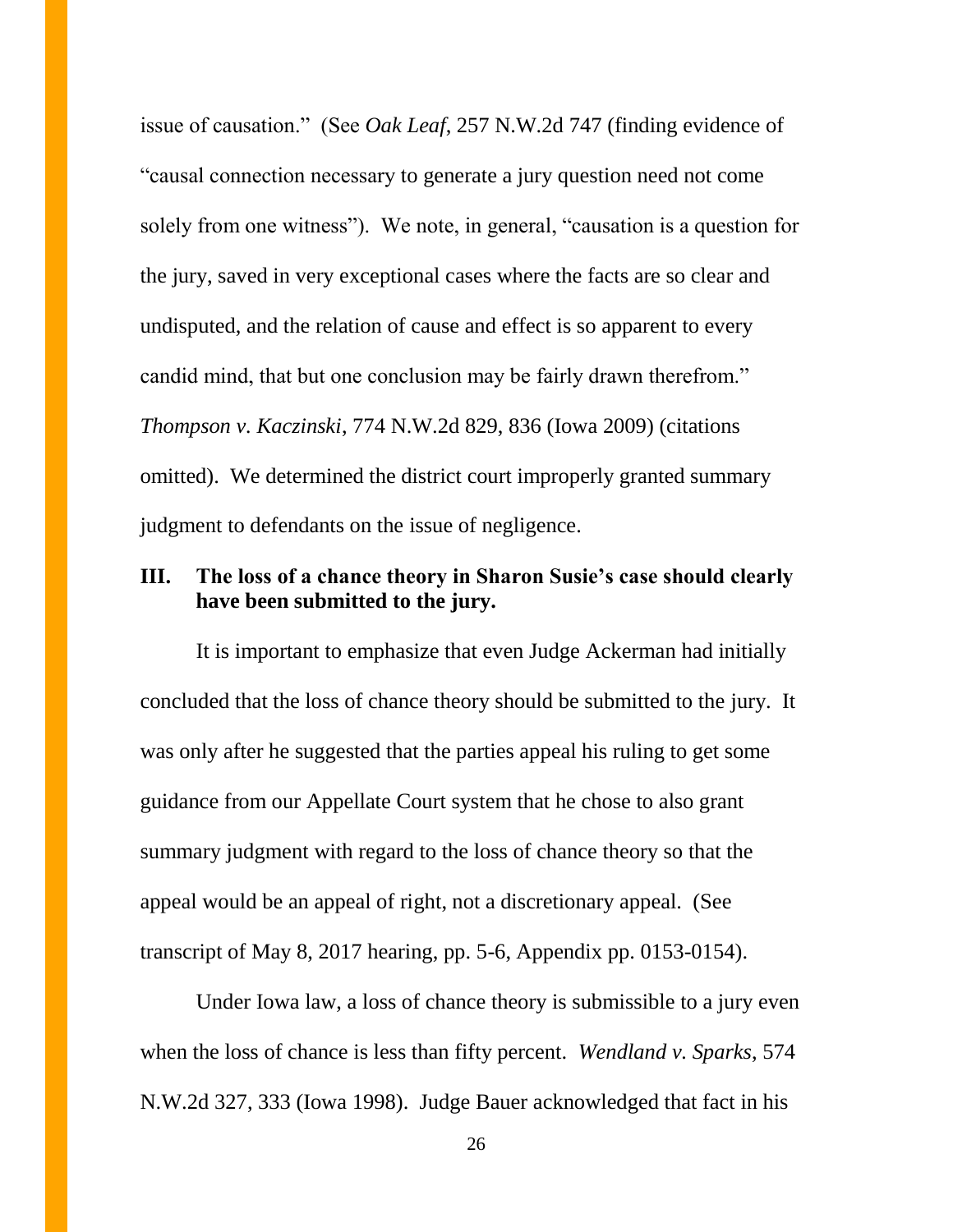issue of causation." (See *Oak Leaf*, 257 N.W.2d 747 (finding evidence of "causal connection necessary to generate a jury question need not come solely from one witness"). We note, in general, "causation is a question for the jury, saved in very exceptional cases where the facts are so clear and undisputed, and the relation of cause and effect is so apparent to every candid mind, that but one conclusion may be fairly drawn therefrom." *Thompson v. Kaczinski*, 774 N.W.2d 829, 836 (Iowa 2009) (citations omitted). We determined the district court improperly granted summary judgment to defendants on the issue of negligence.

## III. The loss of a chance theory in Sharon Susie's case should clearly have been submitted to the jury.

It is important to emphasize that even Judge Ackerman had initially concluded that the loss of chance theory should be submitted to the jury. It was only after he suggested that the parties appeal his ruling to get some guidance from our Appellate Court system that he chose to also grant summary judgment with regard to the loss of chance theory so that the appeal would be an appeal of right, not a discretionary appeal. (See transcript of May 8, 2017 hearing, pp. 5-6, Appendix pp. 0153-0154).

Under Iowa law, a loss of chance theory is submissible to a jury even when the loss of chance is less than fifty percent. *Wendland v. Sparks*, 574 N.W.2d 327, 333 (Iowa 1998). Judge Bauer acknowledged that fact in his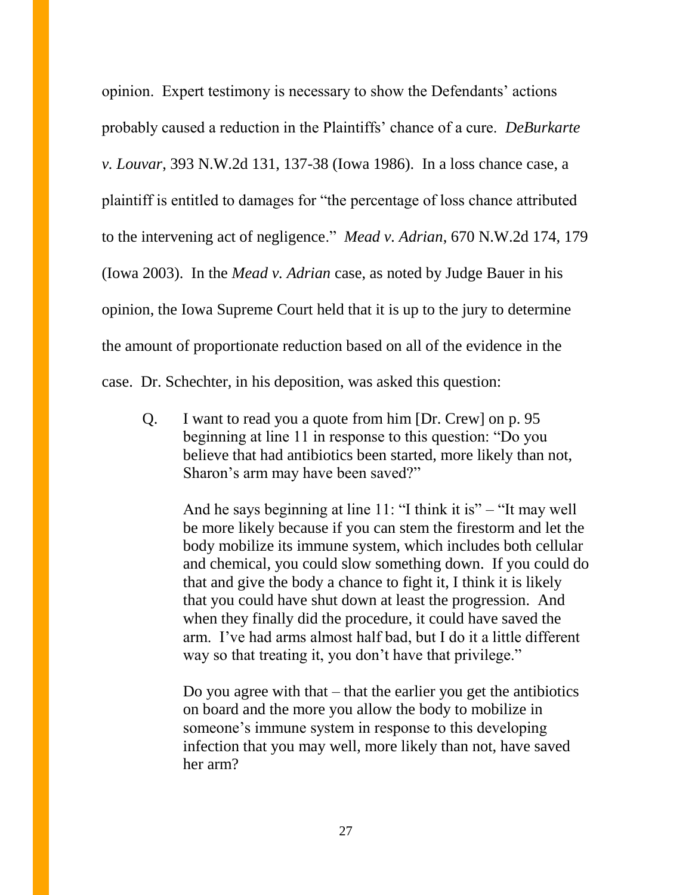opinion. Expert testimony is necessary to show the Defendants' actions probably caused a reduction in the Plaintiffs' chance of a cure. *DeBurkarte v. Louvar*, 393 N.W.2d 131, 137-38 (Iowa 1986). In a loss chance case, a plaintiff is entitled to damages for "the percentage of loss chance attributed to the intervening act of negligence." *Mead v. Adrian*, 670 N.W.2d 174, 179 (Iowa 2003). In the *Mead v. Adrian* case, as noted by Judge Bauer in his opinion, the Iowa Supreme Court held that it is up to the jury to determine the amount of proportionate reduction based on all of the evidence in the case. Dr. Schechter, in his deposition, was asked this question:

> Q. I want to read you a quote from him [Dr. Crew] on p. 95 beginning at line 11 in response to this question: "Do you believe that had antibiotics been started, more likely than not, Sharon's arm may have been saved?"
>
> And he says beginning at line 11: "I think it is" – "It may well be more likely because if you can stem the firestorm and let the body mobilize its immune system, which includes both cellular and chemical, you could slow something down. If you could do that and give the body a chance to fight it, I think it is likely that you could have shut down at least the progression. And when they finally did the procedure, it could have saved the arm. I've had arms almost half bad, but I do it a little different way so that treating it, you don't have that privilege."
>
> Do you agree with that – that the earlier you get the antibiotics on board and the more you allow the body to mobilize in someone's immune system in response to this developing infection that you may well, more likely than not, have saved her arm?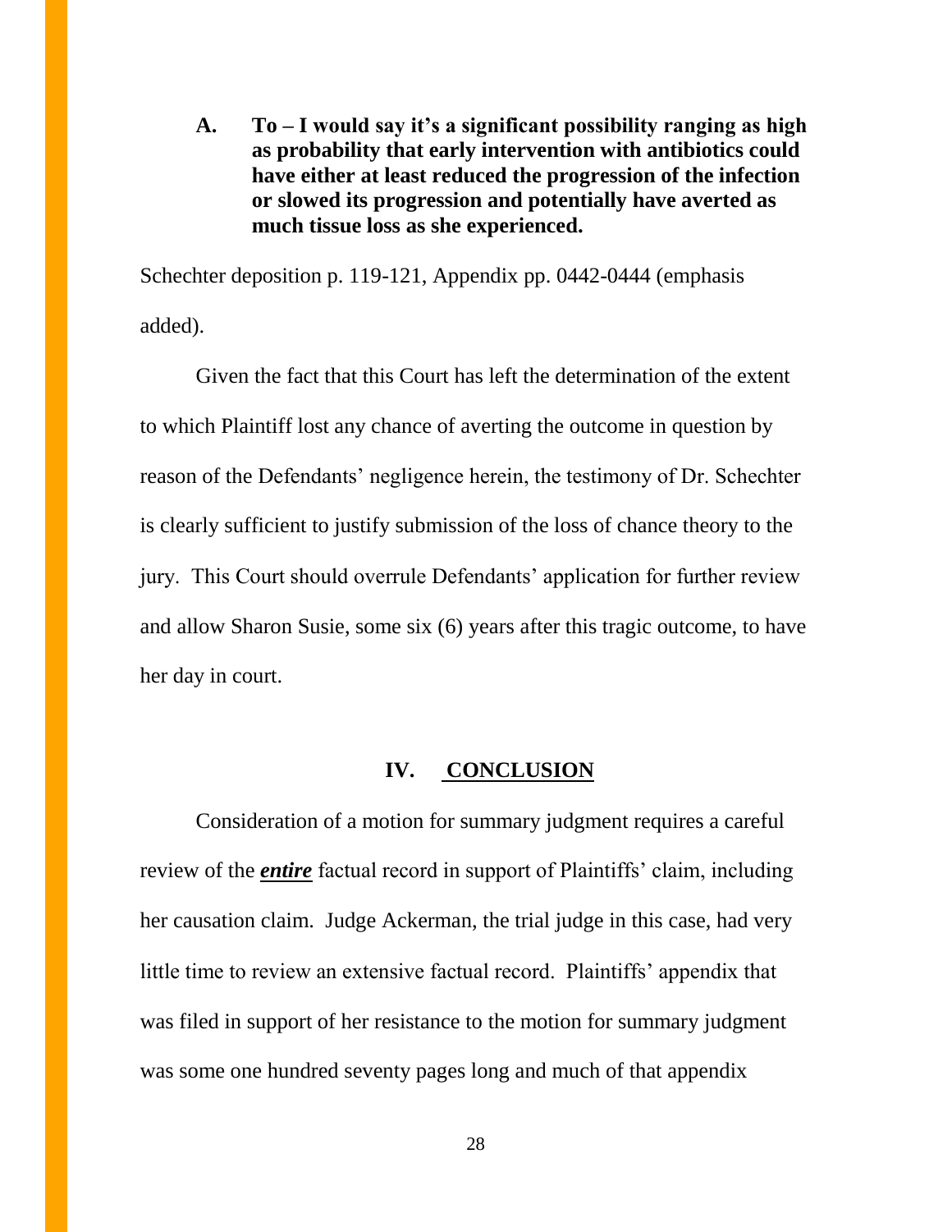**A. To – I would say it's a significant possibility ranging as high as probability that early intervention with antibiotics could have either at least reduced the progression of the infection or slowed its progression and potentially have averted as much tissue loss as she experienced.**

Schechter deposition p. 119-121, Appendix pp. 0442-0444 (emphasis added).

Given the fact that this Court has left the determination of the extent to which Plaintiff lost any chance of averting the outcome in question by reason of the Defendants' negligence herein, the testimony of Dr. Schechter is clearly sufficient to justify submission of the loss of chance theory to the jury. This Court should overrule Defendants' application for further review and allow Sharon Susie, some six (6) years after this tragic outcome, to have her day in court.

## IV. CONCLUSION

Consideration of a motion for summary judgment requires a careful review of the ***entire*** factual record in support of Plaintiffs' claim, including her causation claim. Judge Ackerman, the trial judge in this case, had very little time to review an extensive factual record. Plaintiffs' appendix that was filed in support of her resistance to the motion for summary judgment was some one hundred seventy pages long and much of that appendix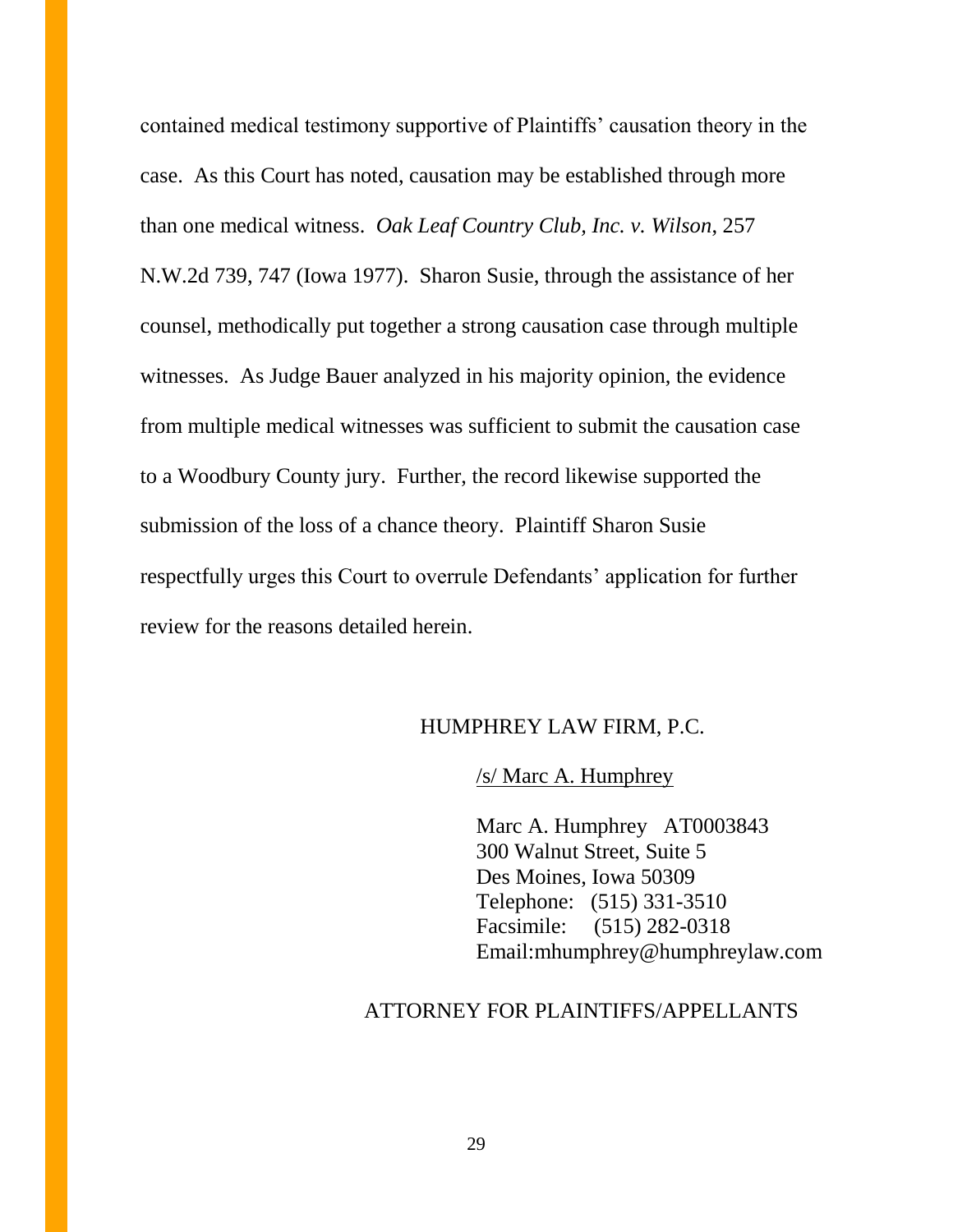contained medical testimony supportive of Plaintiffs' causation theory in the case. As this Court has noted, causation may be established through more than one medical witness. *Oak Leaf Country Club, Inc. v. Wilson*, 257 N.W.2d 739, 747 (Iowa 1977). Sharon Susie, through the assistance of her counsel, methodically put together a strong causation case through multiple witnesses. As Judge Bauer analyzed in his majority opinion, the evidence from multiple medical witnesses was sufficient to submit the causation case to a Woodbury County jury. Further, the record likewise supported the submission of the loss of a chance theory. Plaintiff Sharon Susie respectfully urges this Court to overrule Defendants' application for further review for the reasons detailed herein.

HUMPHREY LAW FIRM, P.C.

/s/ Marc A. Humphrey

Marc A. Humphrey AT0003843
300 Walnut Street, Suite 5
Des Moines, Iowa 50309
Telephone: (515) 331-3510
Facsimile: (515) 282-0318
Email:mhumphrey@humphreylaw.com

ATTORNEY FOR PLAINTIFFS/APPELLANTS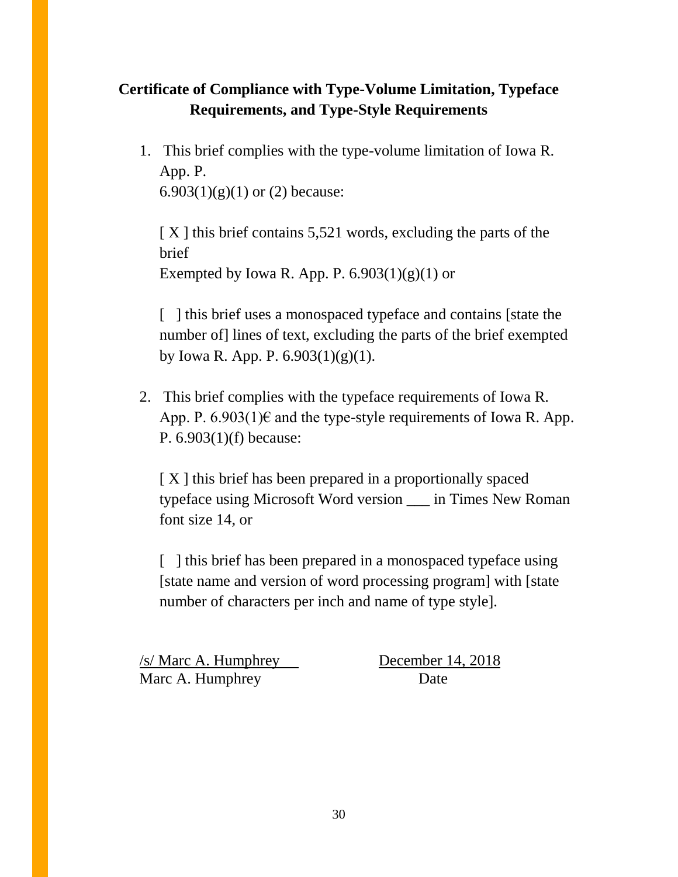**Certificate of Compliance with Type-Volume Limitation, Typeface Requirements, and Type-Style Requirements**

1. This brief complies with the type-volume limitation of Iowa R. App. P. 6.903(1)(g)(1) or (2) because:

   [ X ] this brief contains 5,521 words, excluding the parts of the brief Exempted by Iowa R. App. P. 6.903(1)(g)(1) or

   [ ] this brief uses a monospaced typeface and contains [state the number of] lines of text, excluding the parts of the brief exempted by Iowa R. App. P. 6.903(1)(g)(1).

2. This brief complies with the typeface requirements of Iowa R. App. P. 6.903(1)€ and the type-style requirements of Iowa R. App. P. 6.903(1)(f) because:

   [ X ] this brief has been prepared in a proportionally spaced typeface using Microsoft Word version ___ in Times New Roman font size 14, or

   [ ] this brief has been prepared in a monospaced typeface using [state name and version of word processing program] with [state number of characters per inch and name of type style].

/s/ Marc A. Humphrey                December 14, 2018
Marc A. Humphrey                    Date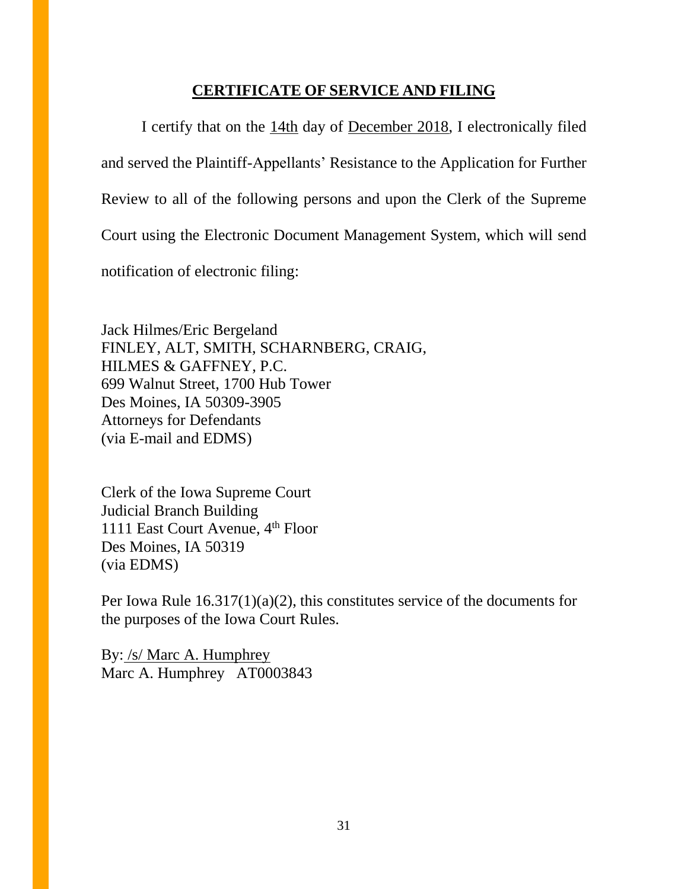## CERTIFICATE OF SERVICE AND FILING

I certify that on the 14th day of December 2018, I electronically filed and served the Plaintiff-Appellants' Resistance to the Application for Further Review to all of the following persons and upon the Clerk of the Supreme Court using the Electronic Document Management System, which will send notification of electronic filing:

Jack Hilmes/Eric Bergeland
FINLEY, ALT, SMITH, SCHARNBERG, CRAIG, HILMES & GAFFNEY, P.C.
699 Walnut Street, 1700 Hub Tower
Des Moines, IA 50309-3905
Attorneys for Defendants
(via E-mail and EDMS)

Clerk of the Iowa Supreme Court
Judicial Branch Building
1111 East Court Avenue, 4th Floor
Des Moines, IA 50319
(via EDMS)

Per Iowa Rule 16.317(1)(a)(2), this constitutes service of the documents for the purposes of the Iowa Court Rules.

By: /s/ Marc A. Humphrey
Marc A. Humphrey AT0003843